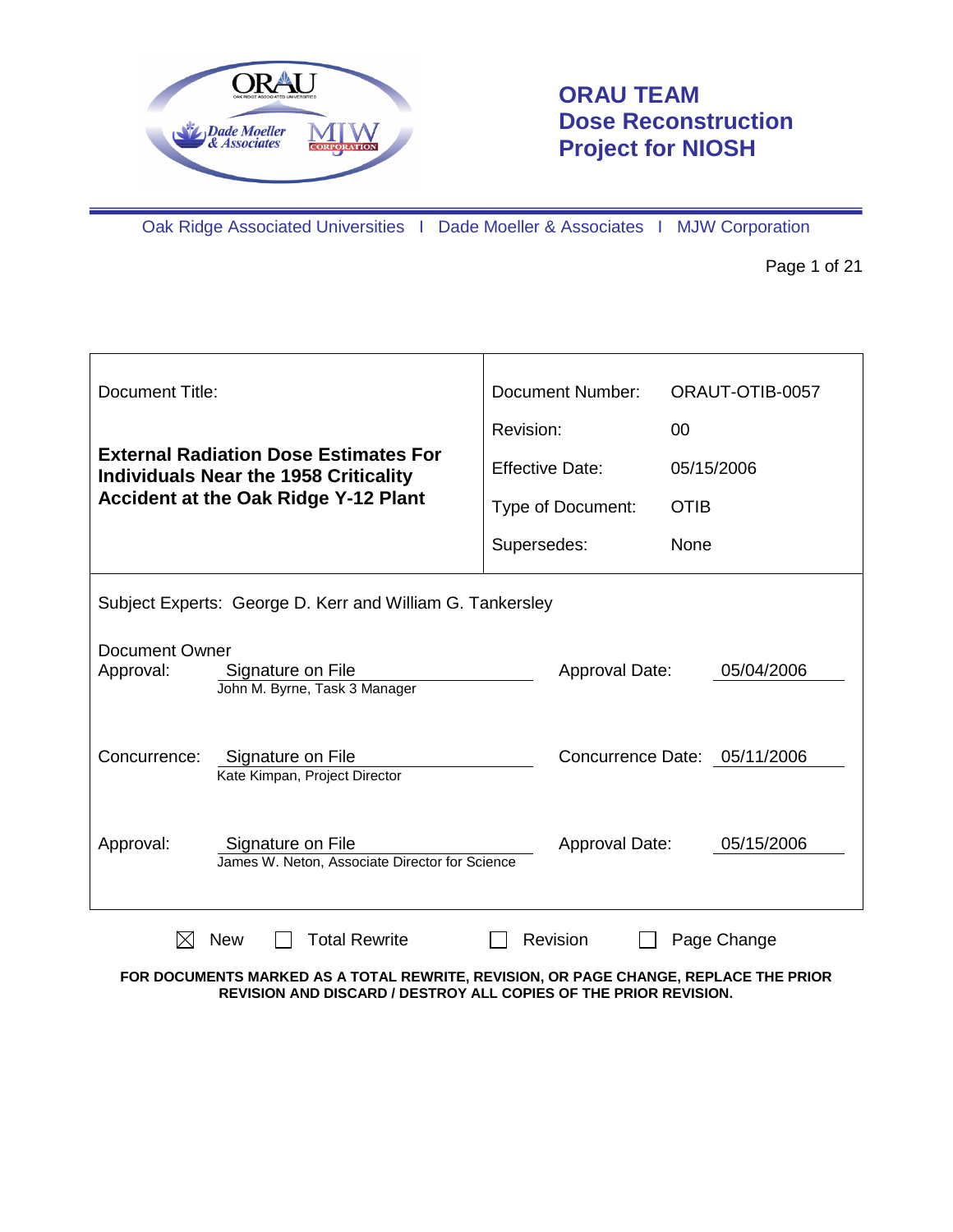# ORAU TEAM
# Dose Reconstruction Project for NIOSH

Oak Ridge Associated Universities I Dade Moeller & Associates I MJW Corporation

| Document Title: | Document Number: | ORAUT-OTIB-0057 |
|---|---|---|
| **External Radiation Dose Estimates For Individuals Near the 1958 Criticality Accident at the Oak Ridge Y-12 Plant** | Revision: | 00 |
| | Effective Date: | 05/15/2006 |
| | Type of Document: | OTIB |
| | Supersedes: | None |

Subject Experts: George D. Kerr and William G. Tankersley

Document Owner Approval: Signature on File — John M. Byrne, Task 3 Manager — Approval Date: 05/04/2006

Concurrence: Signature on File — Kate Kimpan, Project Director — Concurrence Date: 05/11/2006

Approval: Signature on File — James W. Neton, Associate Director for Science — Approval Date: 05/15/2006

☒ New ☐ Total Rewrite ☐ Revision ☐ Page Change

**FOR DOCUMENTS MARKED AS A TOTAL REWRITE, REVISION, OR PAGE CHANGE, REPLACE THE PRIOR REVISION AND DISCARD / DESTROY ALL COPIES OF THE PRIOR REVISION.**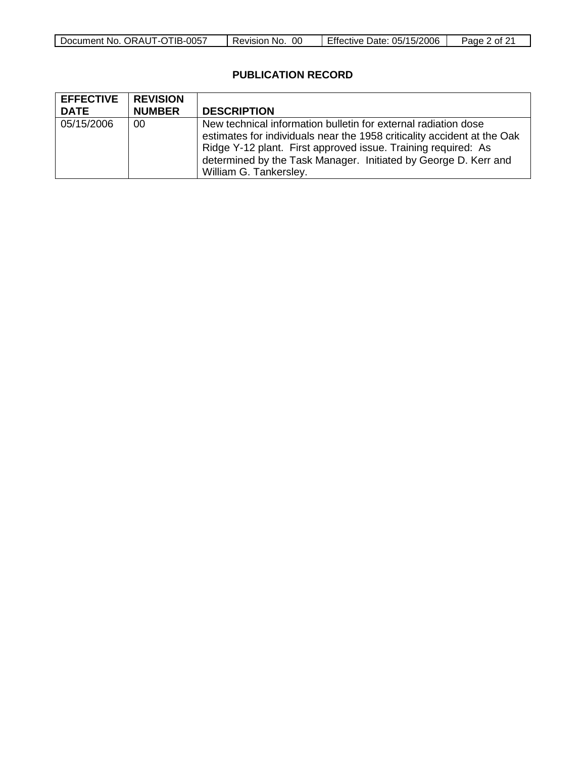## PUBLICATION RECORD

| EFFECTIVE DATE | REVISION NUMBER | DESCRIPTION |
|---|---|---|
| 05/15/2006 | 00 | New technical information bulletin for external radiation dose estimates for individuals near the 1958 criticality accident at the Oak Ridge Y-12 plant. First approved issue. Training required: As determined by the Task Manager. Initiated by George D. Kerr and William G. Tankersley. |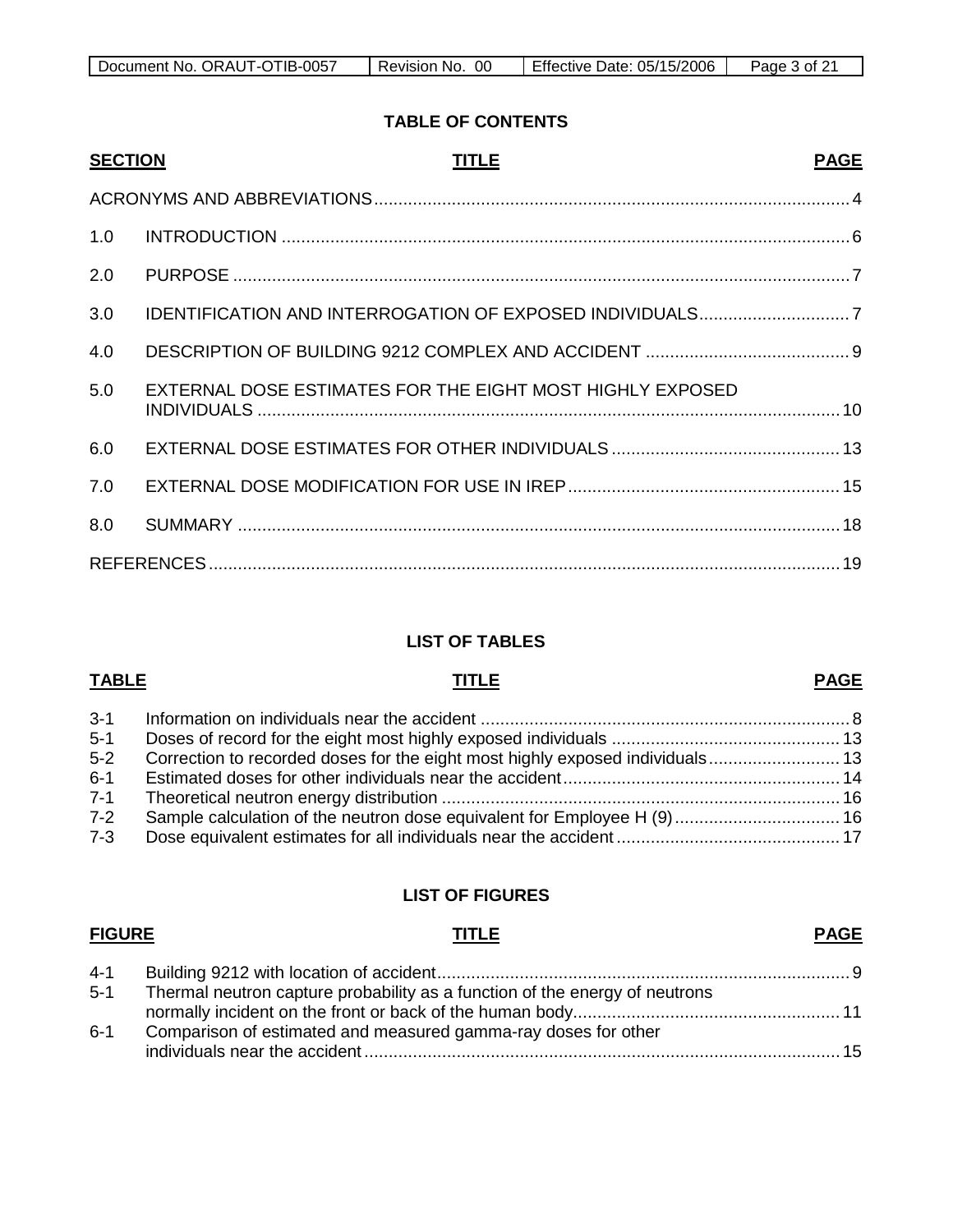## TABLE OF CONTENTS

| SECTION | TITLE | PAGE |
|---|---|---|
| ACRONYMS AND ABBREVIATIONS | | 4 |
| 1.0 | INTRODUCTION | 6 |
| 2.0 | PURPOSE | 7 |
| 3.0 | IDENTIFICATION AND INTERROGATION OF EXPOSED INDIVIDUALS | 7 |
| 4.0 | DESCRIPTION OF BUILDING 9212 COMPLEX AND ACCIDENT | 9 |
| 5.0 | EXTERNAL DOSE ESTIMATES FOR THE EIGHT MOST HIGHLY EXPOSED INDIVIDUALS | 10 |
| 6.0 | EXTERNAL DOSE ESTIMATES FOR OTHER INDIVIDUALS | 13 |
| 7.0 | EXTERNAL DOSE MODIFICATION FOR USE IN IREP | 15 |
| 8.0 | SUMMARY | 18 |
| REFERENCES | | 19 |

## LIST OF TABLES

| TABLE | TITLE | PAGE |
|---|---|---|
| 3-1 | Information on individuals near the accident | 8 |
| 5-1 | Doses of record for the eight most highly exposed individuals | 13 |
| 5-2 | Correction to recorded doses for the eight most highly exposed individuals | 13 |
| 6-1 | Estimated doses for other individuals near the accident | 14 |
| 7-1 | Theoretical neutron energy distribution | 16 |
| 7-2 | Sample calculation of the neutron dose equivalent for Employee H (9) | 16 |
| 7-3 | Dose equivalent estimates for all individuals near the accident | 17 |

## LIST OF FIGURES

| FIGURE | TITLE | PAGE |
|---|---|---|
| 4-1 | Building 9212 with location of accident | 9 |
| 5-1 | Thermal neutron capture probability as a function of the energy of neutrons normally incident on the front or back of the human body | 11 |
| 6-1 | Comparison of estimated and measured gamma-ray doses for other individuals near the accident | 15 |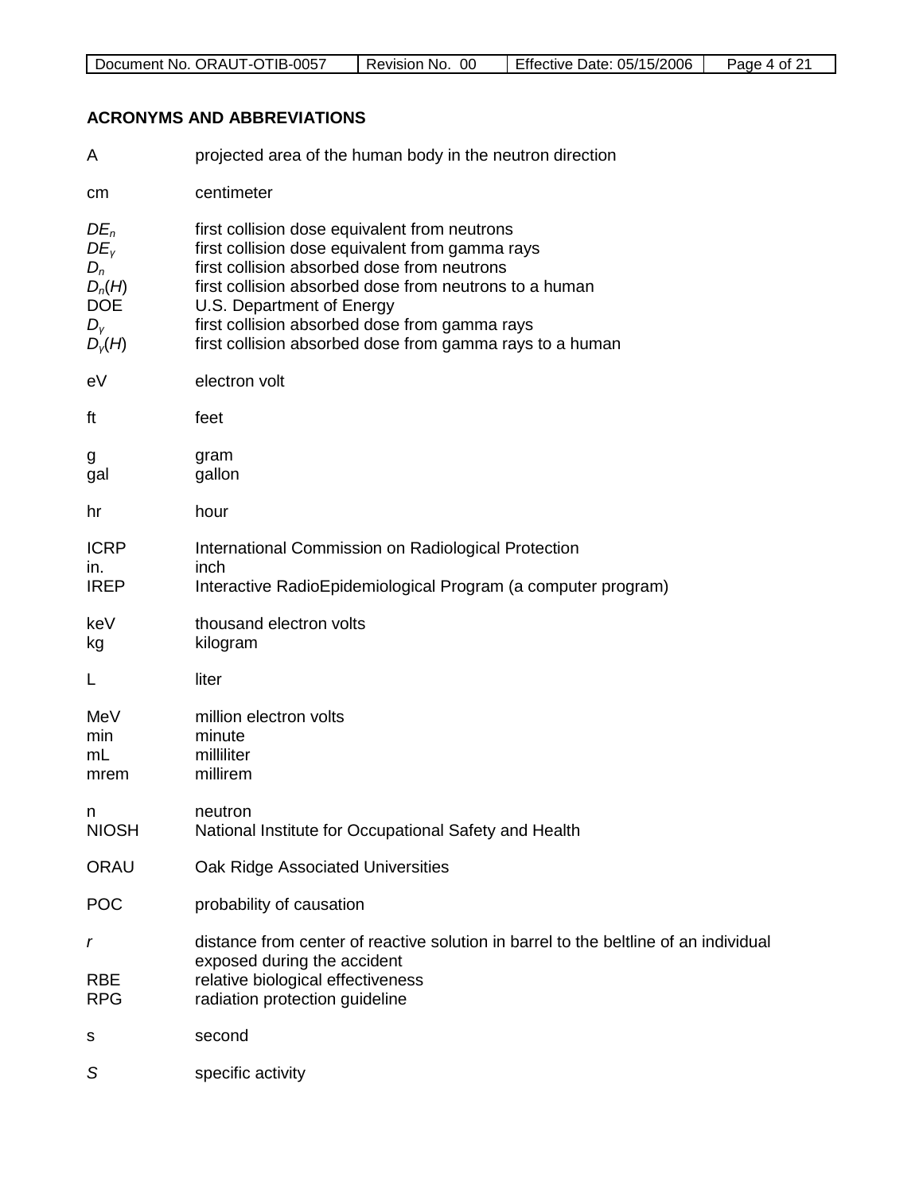## ACRONYMS AND ABBREVIATIONS

A projected area of the human body in the neutron direction

cm centimeter

$DE_n$ first collision dose equivalent from neutrons
$DE_\gamma$ first collision dose equivalent from gamma rays
$D_n$ first collision absorbed dose from neutrons
$D_n(H)$ first collision absorbed dose from neutrons to a human
DOE U.S. Department of Energy
$D_\gamma$ first collision absorbed dose from gamma rays
$D_\gamma(H)$ first collision absorbed dose from gamma rays to a human

eV electron volt

ft feet

g gram
gal gallon

hr hour

ICRP International Commission on Radiological Protection
in. inch
IREP Interactive RadioEpidemiological Program (a computer program)

keV thousand electron volts
kg kilogram

L liter

MeV million electron volts
min minute
mL milliliter
mrem millirem

n neutron
NIOSH National Institute for Occupational Safety and Health

ORAU Oak Ridge Associated Universities

POC probability of causation

$r$ distance from center of reactive solution in barrel to the beltline of an individual exposed during the accident
RBE relative biological effectiveness
RPG radiation protection guideline

s second

$S$ specific activity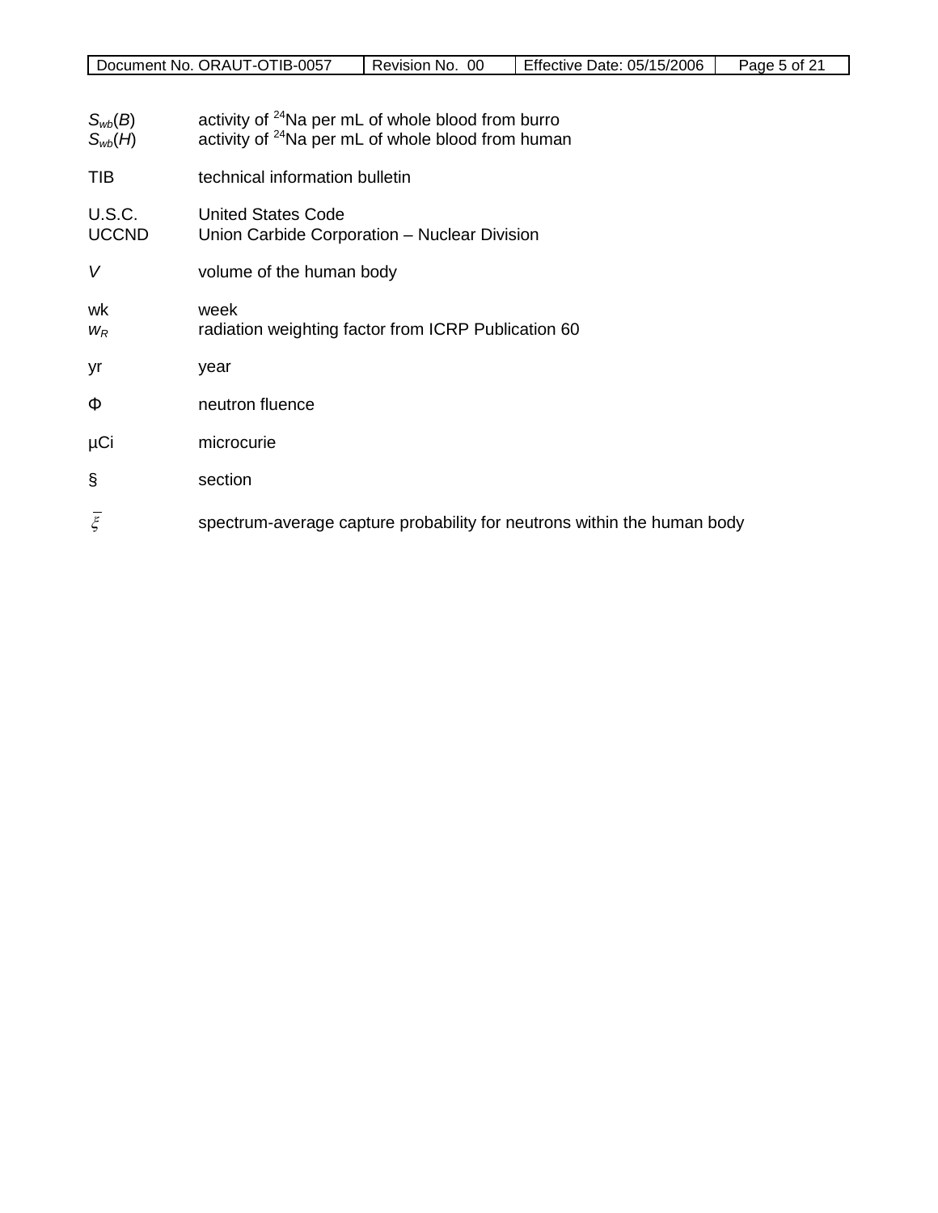$S_{wb}(B)$ activity of $^{24}$Na per mL of whole blood from burro
$S_{wb}(H)$ activity of $^{24}$Na per mL of whole blood from human

TIB technical information bulletin

U.S.C. United States Code
UCCND Union Carbide Corporation – Nuclear Division

$V$ volume of the human body

wk week
$w_R$ radiation weighting factor from ICRP Publication 60

yr year

$\Phi$ neutron fluence

µCi microcurie

§ section

$\bar{\xi}$ spectrum-average capture probability for neutrons within the human body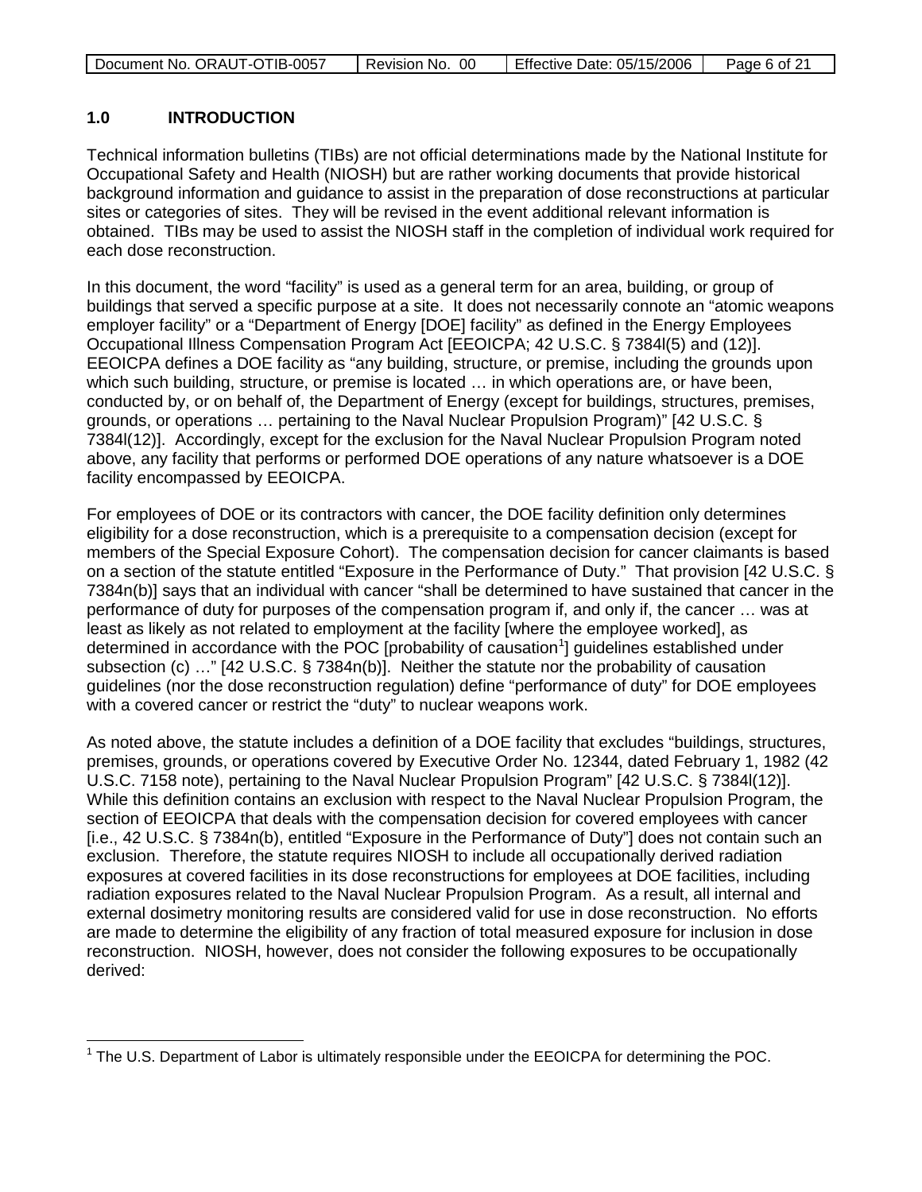## 1.0 INTRODUCTION

Technical information bulletins (TIBs) are not official determinations made by the National Institute for Occupational Safety and Health (NIOSH) but are rather working documents that provide historical background information and guidance to assist in the preparation of dose reconstructions at particular sites or categories of sites. They will be revised in the event additional relevant information is obtained. TIBs may be used to assist the NIOSH staff in the completion of individual work required for each dose reconstruction.

In this document, the word "facility" is used as a general term for an area, building, or group of buildings that served a specific purpose at a site. It does not necessarily connote an "atomic weapons employer facility" or a "Department of Energy [DOE] facility" as defined in the Energy Employees Occupational Illness Compensation Program Act [EEOICPA; 42 U.S.C. § 7384l(5) and (12)]. EEOICPA defines a DOE facility as "any building, structure, or premise, including the grounds upon which such building, structure, or premise is located … in which operations are, or have been, conducted by, or on behalf of, the Department of Energy (except for buildings, structures, premises, grounds, or operations … pertaining to the Naval Nuclear Propulsion Program)" [42 U.S.C. § 7384l(12)]. Accordingly, except for the exclusion for the Naval Nuclear Propulsion Program noted above, any facility that performs or performed DOE operations of any nature whatsoever is a DOE facility encompassed by EEOICPA.

For employees of DOE or its contractors with cancer, the DOE facility definition only determines eligibility for a dose reconstruction, which is a prerequisite to a compensation decision (except for members of the Special Exposure Cohort). The compensation decision for cancer claimants is based on a section of the statute entitled "Exposure in the Performance of Duty." That provision [42 U.S.C. § 7384n(b)] says that an individual with cancer "shall be determined to have sustained that cancer in the performance of duty for purposes of the compensation program if, and only if, the cancer … was at least as likely as not related to employment at the facility [where the employee worked], as determined in accordance with the POC [probability of causation[1]] guidelines established under subsection (c) …" [42 U.S.C. § 7384n(b)]. Neither the statute nor the probability of causation guidelines (nor the dose reconstruction regulation) define "performance of duty" for DOE employees with a covered cancer or restrict the "duty" to nuclear weapons work.

As noted above, the statute includes a definition of a DOE facility that excludes "buildings, structures, premises, grounds, or operations covered by Executive Order No. 12344, dated February 1, 1982 (42 U.S.C. 7158 note), pertaining to the Naval Nuclear Propulsion Program" [42 U.S.C. § 7384l(12)]. While this definition contains an exclusion with respect to the Naval Nuclear Propulsion Program, the section of EEOICPA that deals with the compensation decision for covered employees with cancer [i.e., 42 U.S.C. § 7384n(b), entitled "Exposure in the Performance of Duty"] does not contain such an exclusion. Therefore, the statute requires NIOSH to include all occupationally derived radiation exposures at covered facilities in its dose reconstructions for employees at DOE facilities, including radiation exposures related to the Naval Nuclear Propulsion Program. As a result, all internal and external dosimetry monitoring results are considered valid for use in dose reconstruction. No efforts are made to determine the eligibility of any fraction of total measured exposure for inclusion in dose reconstruction. NIOSH, however, does not consider the following exposures to be occupationally derived:

[1] The U.S. Department of Labor is ultimately responsible under the EEOICPA for determining the POC.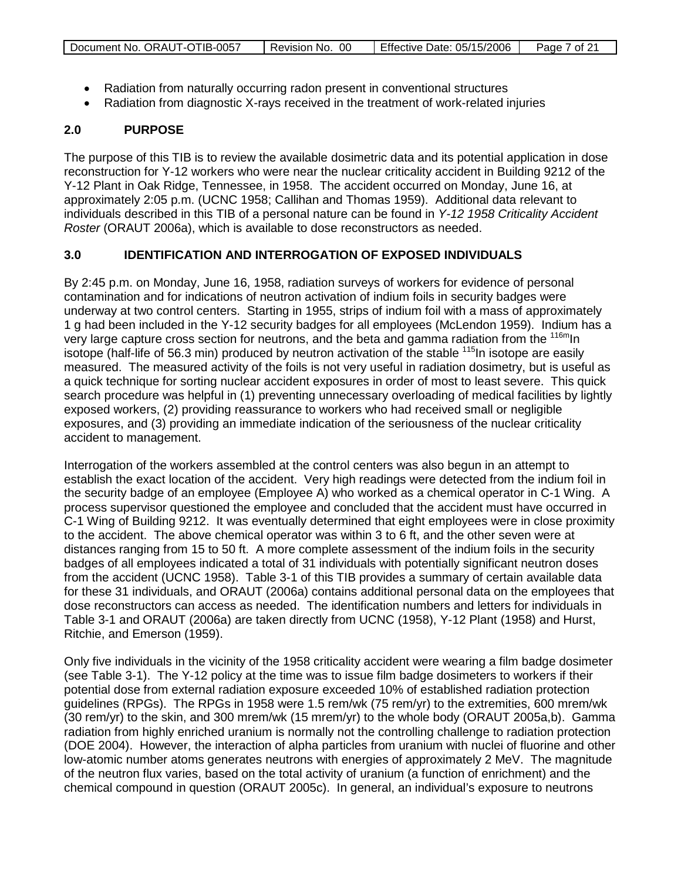- Radiation from naturally occurring radon present in conventional structures
- Radiation from diagnostic X-rays received in the treatment of work-related injuries

## 2.0 PURPOSE

The purpose of this TIB is to review the available dosimetric data and its potential application in dose reconstruction for Y-12 workers who were near the nuclear criticality accident in Building 9212 of the Y-12 Plant in Oak Ridge, Tennessee, in 1958. The accident occurred on Monday, June 16, at approximately 2:05 p.m. (UCNC 1958; Callihan and Thomas 1959). Additional data relevant to individuals described in this TIB of a personal nature can be found in *Y-12 1958 Criticality Accident Roster* (ORAUT 2006a), which is available to dose reconstructors as needed.

## 3.0 IDENTIFICATION AND INTERROGATION OF EXPOSED INDIVIDUALS

By 2:45 p.m. on Monday, June 16, 1958, radiation surveys of workers for evidence of personal contamination and for indications of neutron activation of indium foils in security badges were underway at two control centers. Starting in 1955, strips of indium foil with a mass of approximately 1 g had been included in the Y-12 security badges for all employees (McLendon 1959). Indium has a very large capture cross section for neutrons, and the beta and gamma radiation from the $^{116m}$In isotope (half-life of 56.3 min) produced by neutron activation of the stable $^{115}$In isotope are easily measured. The measured activity of the foils is not very useful in radiation dosimetry, but is useful as a quick technique for sorting nuclear accident exposures in order of most to least severe. This quick search procedure was helpful in (1) preventing unnecessary overloading of medical facilities by lightly exposed workers, (2) providing reassurance to workers who had received small or negligible exposures, and (3) providing an immediate indication of the seriousness of the nuclear criticality accident to management.

Interrogation of the workers assembled at the control centers was also begun in an attempt to establish the exact location of the accident. Very high readings were detected from the indium foil in the security badge of an employee (Employee A) who worked as a chemical operator in C-1 Wing. A process supervisor questioned the employee and concluded that the accident must have occurred in C-1 Wing of Building 9212. It was eventually determined that eight employees were in close proximity to the accident. The above chemical operator was within 3 to 6 ft, and the other seven were at distances ranging from 15 to 50 ft. A more complete assessment of the indium foils in the security badges of all employees indicated a total of 31 individuals with potentially significant neutron doses from the accident (UCNC 1958). Table 3-1 of this TIB provides a summary of certain available data for these 31 individuals, and ORAUT (2006a) contains additional personal data on the employees that dose reconstructors can access as needed. The identification numbers and letters for individuals in Table 3-1 and ORAUT (2006a) are taken directly from UCNC (1958), Y-12 Plant (1958) and Hurst, Ritchie, and Emerson (1959).

Only five individuals in the vicinity of the 1958 criticality accident were wearing a film badge dosimeter (see Table 3-1). The Y-12 policy at the time was to issue film badge dosimeters to workers if their potential dose from external radiation exposure exceeded 10% of established radiation protection guidelines (RPGs). The RPGs in 1958 were 1.5 rem/wk (75 rem/yr) to the extremities, 600 mrem/wk (30 rem/yr) to the skin, and 300 mrem/wk (15 mrem/yr) to the whole body (ORAUT 2005a,b). Gamma radiation from highly enriched uranium is normally not the controlling challenge to radiation protection (DOE 2004). However, the interaction of alpha particles from uranium with nuclei of fluorine and other low-atomic number atoms generates neutrons with energies of approximately 2 MeV. The magnitude of the neutron flux varies, based on the total activity of uranium (a function of enrichment) and the chemical compound in question (ORAUT 2005c). In general, an individual's exposure to neutrons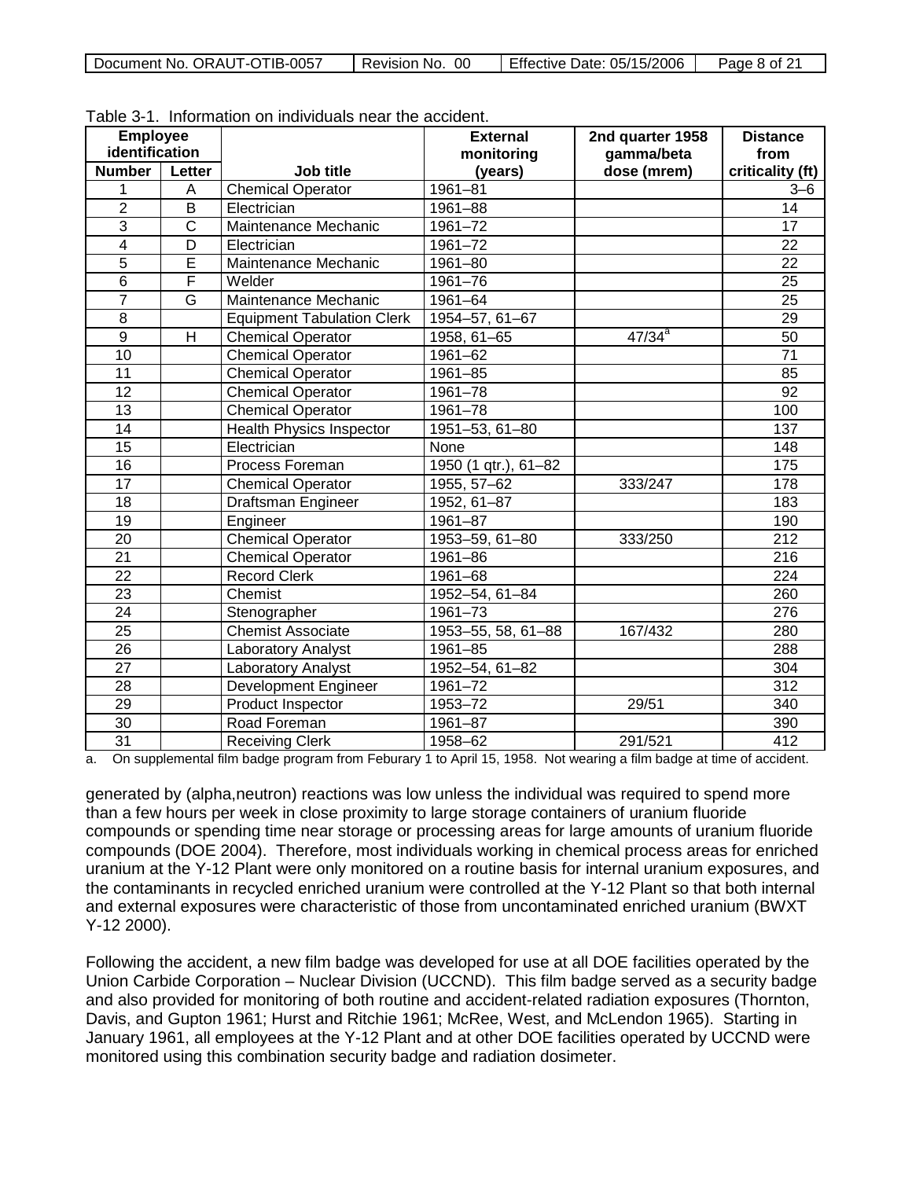Table 3-1. Information on individuals near the accident.

| Employee identification | | Job title | External monitoring (years) | 2nd quarter 1958 gamma/beta dose (mrem) | Distance from criticality (ft) |
|---|---|---|---|---|---|
| Number | Letter | | | | |
| 1 | A | Chemical Operator | 1961–81 | | 3–6 |
| 2 | B | Electrician | 1961–88 | | 14 |
| 3 | C | Maintenance Mechanic | 1961–72 | | 17 |
| 4 | D | Electrician | 1961–72 | | 22 |
| 5 | E | Maintenance Mechanic | 1961–80 | | 22 |
| 6 | F | Welder | 1961–76 | | 25 |
| 7 | G | Maintenance Mechanic | 1961–64 | | 25 |
| 8 | | Equipment Tabulation Clerk | 1954–57, 61–67 | | 29 |
| 9 | H | Chemical Operator | 1958, 61–65 | 47/34[a] | 50 |
| 10 | | Chemical Operator | 1961–62 | | 71 |
| 11 | | Chemical Operator | 1961–85 | | 85 |
| 12 | | Chemical Operator | 1961–78 | | 92 |
| 13 | | Chemical Operator | 1961–78 | | 100 |
| 14 | | Health Physics Inspector | 1951–53, 61–80 | | 137 |
| 15 | | Electrician | None | | 148 |
| 16 | | Process Foreman | 1950 (1 qtr.), 61–82 | | 175 |
| 17 | | Chemical Operator | 1955, 57–62 | 333/247 | 178 |
| 18 | | Draftsman Engineer | 1952, 61–87 | | 183 |
| 19 | | Engineer | 1961–87 | | 190 |
| 20 | | Chemical Operator | 1953–59, 61–80 | 333/250 | 212 |
| 21 | | Chemical Operator | 1961–86 | | 216 |
| 22 | | Record Clerk | 1961–68 | | 224 |
| 23 | | Chemist | 1952–54, 61–84 | | 260 |
| 24 | | Stenographer | 1961–73 | | 276 |
| 25 | | Chemist Associate | 1953–55, 58, 61–88 | 167/432 | 280 |
| 26 | | Laboratory Analyst | 1961–85 | | 288 |
| 27 | | Laboratory Analyst | 1952–54, 61–82 | | 304 |
| 28 | | Development Engineer | 1961–72 | | 312 |
| 29 | | Product Inspector | 1953–72 | 29/51 | 340 |
| 30 | | Road Foreman | 1961–87 | | 390 |
| 31 | | Receiving Clerk | 1958–62 | 291/521 | 412 |

a. On supplemental film badge program from Feburary 1 to April 15, 1958. Not wearing a film badge at time of accident.

generated by (alpha,neutron) reactions was low unless the individual was required to spend more than a few hours per week in close proximity to large storage containers of uranium fluoride compounds or spending time near storage or processing areas for large amounts of uranium fluoride compounds (DOE 2004). Therefore, most individuals working in chemical process areas for enriched uranium at the Y-12 Plant were only monitored on a routine basis for internal uranium exposures, and the contaminants in recycled enriched uranium were controlled at the Y-12 Plant so that both internal and external exposures were characteristic of those from uncontaminated enriched uranium (BWXT Y-12 2000).

Following the accident, a new film badge was developed for use at all DOE facilities operated by the Union Carbide Corporation – Nuclear Division (UCCND). This film badge served as a security badge and also provided for monitoring of both routine and accident-related radiation exposures (Thornton, Davis, and Gupton 1961; Hurst and Ritchie 1961; McRee, West, and McLendon 1965). Starting in January 1961, all employees at the Y-12 Plant and at other DOE facilities operated by UCCND were monitored using this combination security badge and radiation dosimeter.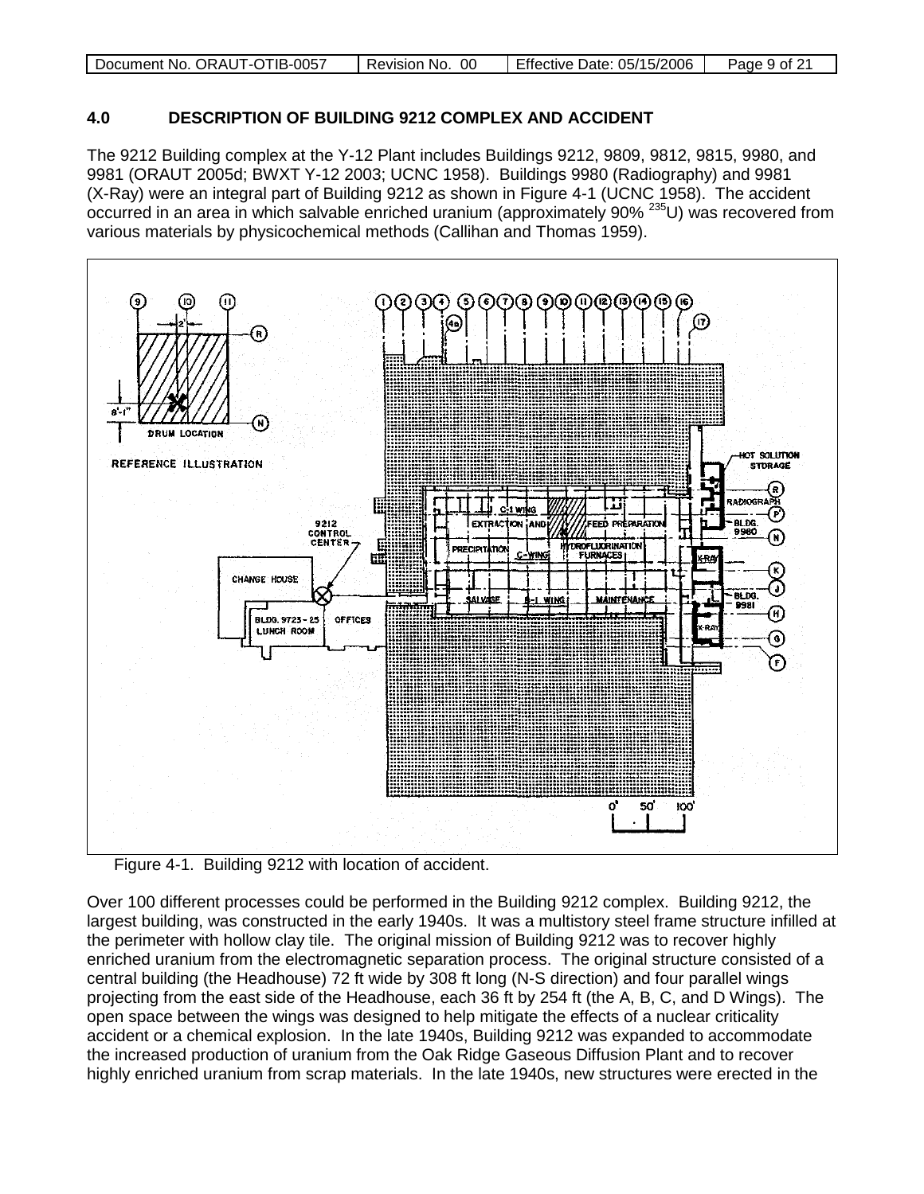## 4.0 DESCRIPTION OF BUILDING 9212 COMPLEX AND ACCIDENT

The 9212 Building complex at the Y-12 Plant includes Buildings 9212, 9809, 9812, 9815, 9980, and 9981 (ORAUT 2005d; BWXT Y-12 2003; UCNC 1958). Buildings 9980 (Radiography) and 9981 (X-Ray) were an integral part of Building 9212 as shown in Figure 4-1 (UCNC 1958). The accident occurred in an area in which salvable enriched uranium (approximately 90% $^{235}$U) was recovered from various materials by physicochemical methods (Callihan and Thomas 1959).

Figure 4-1. Building 9212 with location of accident.

Over 100 different processes could be performed in the Building 9212 complex. Building 9212, the largest building, was constructed in the early 1940s. It was a multistory steel frame structure infilled at the perimeter with hollow clay tile. The original mission of Building 9212 was to recover highly enriched uranium from the electromagnetic separation process. The original structure consisted of a central building (the Headhouse) 72 ft wide by 308 ft long (N-S direction) and four parallel wings projecting from the east side of the Headhouse, each 36 ft by 254 ft (the A, B, C, and D Wings). The open space between the wings was designed to help mitigate the effects of a nuclear criticality accident or a chemical explosion. In the late 1940s, Building 9212 was expanded to accommodate the increased production of uranium from the Oak Ridge Gaseous Diffusion Plant and to recover highly enriched uranium from scrap materials. In the late 1940s, new structures were erected in the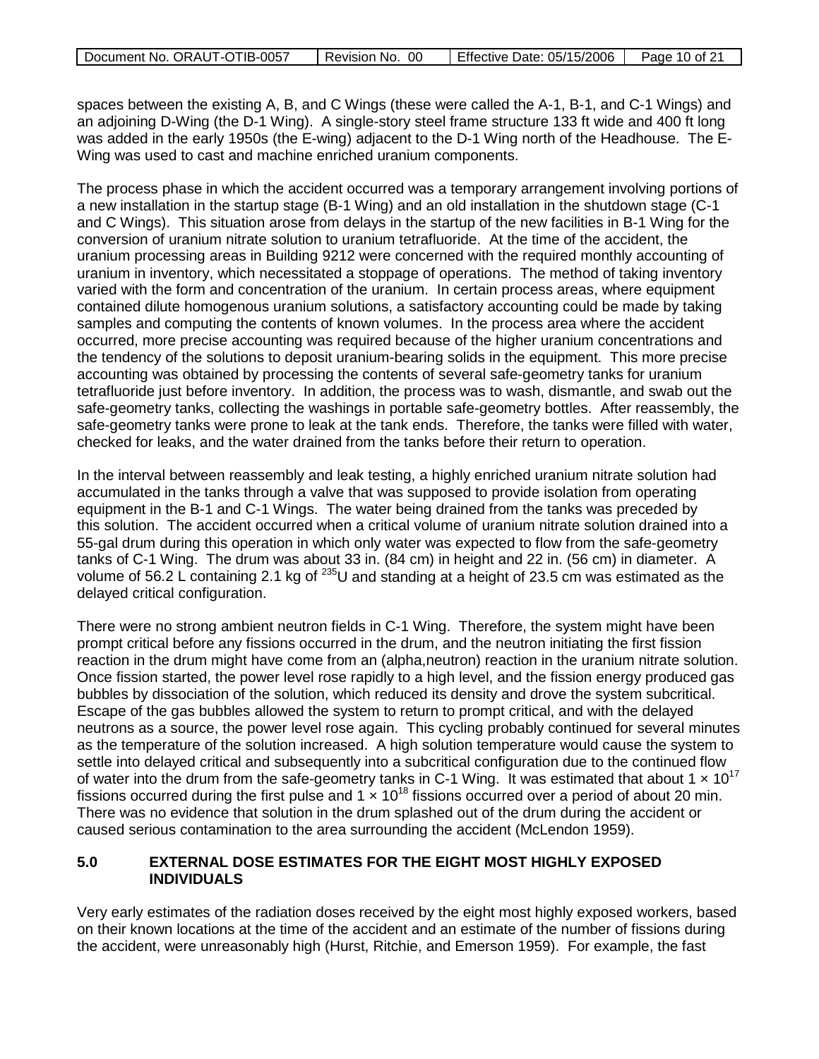spaces between the existing A, B, and C Wings (these were called the A-1, B-1, and C-1 Wings) and an adjoining D-Wing (the D-1 Wing). A single-story steel frame structure 133 ft wide and 400 ft long was added in the early 1950s (the E-wing) adjacent to the D-1 Wing north of the Headhouse. The E-Wing was used to cast and machine enriched uranium components.

The process phase in which the accident occurred was a temporary arrangement involving portions of a new installation in the startup stage (B-1 Wing) and an old installation in the shutdown stage (C-1 and C Wings). This situation arose from delays in the startup of the new facilities in B-1 Wing for the conversion of uranium nitrate solution to uranium tetrafluoride. At the time of the accident, the uranium processing areas in Building 9212 were concerned with the required monthly accounting of uranium in inventory, which necessitated a stoppage of operations. The method of taking inventory varied with the form and concentration of the uranium. In certain process areas, where equipment contained dilute homogenous uranium solutions, a satisfactory accounting could be made by taking samples and computing the contents of known volumes. In the process area where the accident occurred, more precise accounting was required because of the higher uranium concentrations and the tendency of the solutions to deposit uranium-bearing solids in the equipment. This more precise accounting was obtained by processing the contents of several safe-geometry tanks for uranium tetrafluoride just before inventory. In addition, the process was to wash, dismantle, and swab out the safe-geometry tanks, collecting the washings in portable safe-geometry bottles. After reassembly, the safe-geometry tanks were prone to leak at the tank ends. Therefore, the tanks were filled with water, checked for leaks, and the water drained from the tanks before their return to operation.

In the interval between reassembly and leak testing, a highly enriched uranium nitrate solution had accumulated in the tanks through a valve that was supposed to provide isolation from operating equipment in the B-1 and C-1 Wings. The water being drained from the tanks was preceded by this solution. The accident occurred when a critical volume of uranium nitrate solution drained into a 55-gal drum during this operation in which only water was expected to flow from the safe-geometry tanks of C-1 Wing. The drum was about 33 in. (84 cm) in height and 22 in. (56 cm) in diameter. A volume of 56.2 L containing 2.1 kg of $^{235}$U and standing at a height of 23.5 cm was estimated as the delayed critical configuration.

There were no strong ambient neutron fields in C-1 Wing. Therefore, the system might have been prompt critical before any fissions occurred in the drum, and the neutron initiating the first fission reaction in the drum might have come from an (alpha,neutron) reaction in the uranium nitrate solution. Once fission started, the power level rose rapidly to a high level, and the fission energy produced gas bubbles by dissociation of the solution, which reduced its density and drove the system subcritical. Escape of the gas bubbles allowed the system to return to prompt critical, and with the delayed neutrons as a source, the power level rose again. This cycling probably continued for several minutes as the temperature of the solution increased. A high solution temperature would cause the system to settle into delayed critical and subsequently into a subcritical configuration due to the continued flow of water into the drum from the safe-geometry tanks in C-1 Wing. It was estimated that about $1 \times 10^{17}$ fissions occurred during the first pulse and $1 \times 10^{18}$ fissions occurred over a period of about 20 min. There was no evidence that solution in the drum splashed out of the drum during the accident or caused serious contamination to the area surrounding the accident (McLendon 1959).

## 5.0 EXTERNAL DOSE ESTIMATES FOR THE EIGHT MOST HIGHLY EXPOSED INDIVIDUALS

Very early estimates of the radiation doses received by the eight most highly exposed workers, based on their known locations at the time of the accident and an estimate of the number of fissions during the accident, were unreasonably high (Hurst, Ritchie, and Emerson 1959). For example, the fast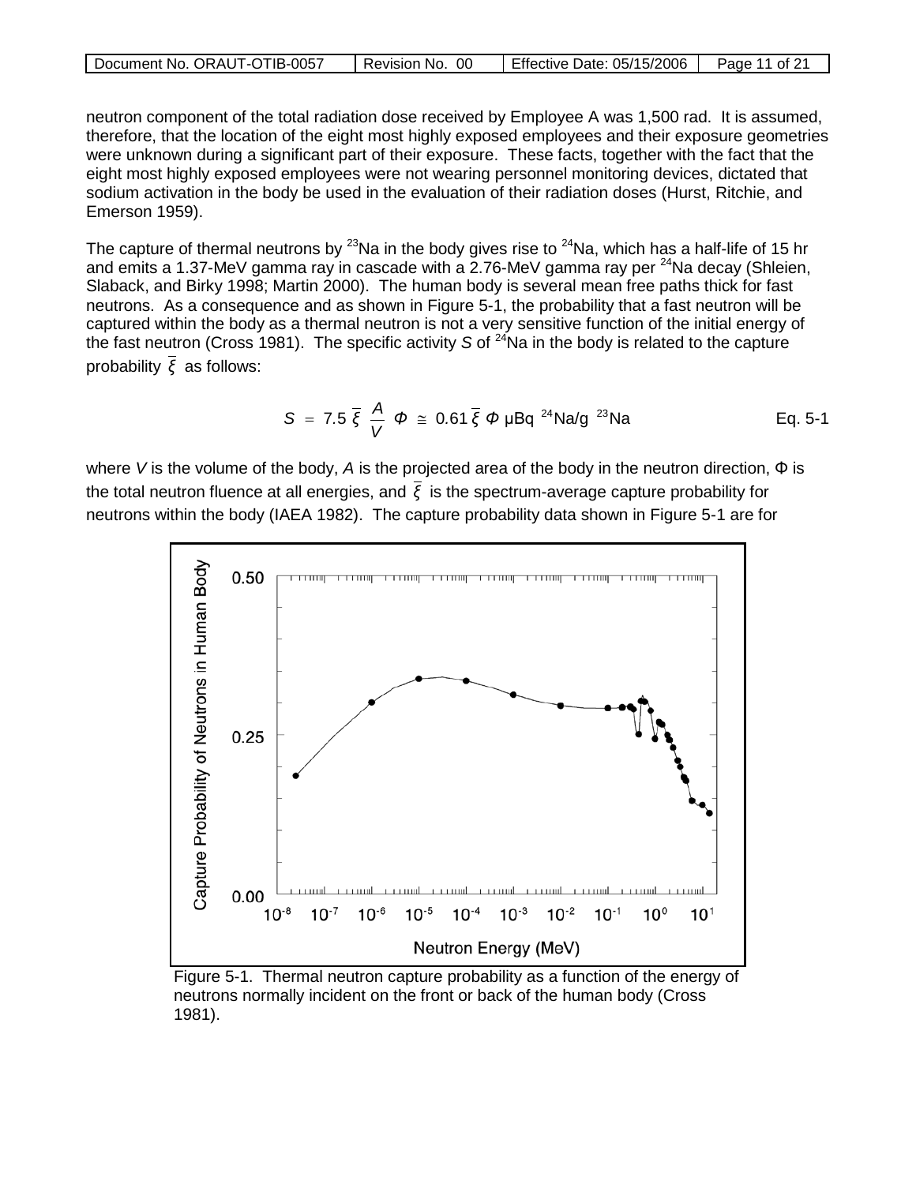neutron component of the total radiation dose received by Employee A was 1,500 rad. It is assumed, therefore, that the location of the eight most highly exposed employees and their exposure geometries were unknown during a significant part of their exposure. These facts, together with the fact that the eight most highly exposed employees were not wearing personnel monitoring devices, dictated that sodium activation in the body be used in the evaluation of their radiation doses (Hurst, Ritchie, and Emerson 1959).

The capture of thermal neutrons by $^{23}$Na in the body gives rise to $^{24}$Na, which has a half-life of 15 hr and emits a 1.37-MeV gamma ray in cascade with a 2.76-MeV gamma ray per $^{24}$Na decay (Shleien, Slaback, and Birky 1998; Martin 2000). The human body is several mean free paths thick for fast neutrons. As a consequence and as shown in Figure 5-1, the probability that a fast neutron will be captured within the body as a thermal neutron is not a very sensitive function of the initial energy of the fast neutron (Cross 1981). The specific activity $S$ of $^{24}$Na in the body is related to the capture probability $\bar{\xi}$ as follows:

$$S = 7.5\,\bar{\xi}\,\frac{A}{V}\,\Phi \cong 0.61\,\bar{\xi}\,\Phi \text{ μBq } {}^{24}\text{Na/g } {}^{23}\text{Na} \qquad \text{Eq. 5-1}$$

where $V$ is the volume of the body, $A$ is the projected area of the body in the neutron direction, $\Phi$ is the total neutron fluence at all energies, and $\bar{\xi}$ is the spectrum-average capture probability for neutrons within the body (IAEA 1982). The capture probability data shown in Figure 5-1 are for

Figure 5-1. Thermal neutron capture probability as a function of the energy of neutrons normally incident on the front or back of the human body (Cross 1981).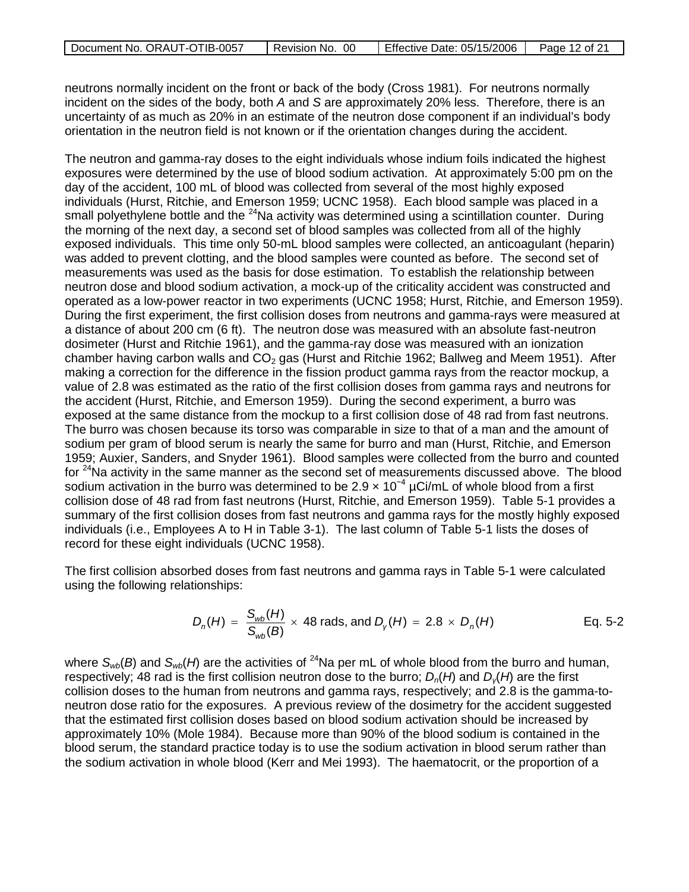neutrons normally incident on the front or back of the body (Cross 1981). For neutrons normally incident on the sides of the body, both *A* and *S* are approximately 20% less. Therefore, there is an uncertainty of as much as 20% in an estimate of the neutron dose component if an individual's body orientation in the neutron field is not known or if the orientation changes during the accident.

The neutron and gamma-ray doses to the eight individuals whose indium foils indicated the highest exposures were determined by the use of blood sodium activation. At approximately 5:00 pm on the day of the accident, 100 mL of blood was collected from several of the most highly exposed individuals (Hurst, Ritchie, and Emerson 1959; UCNC 1958). Each blood sample was placed in a small polyethylene bottle and the $^{24}$Na activity was determined using a scintillation counter. During the morning of the next day, a second set of blood samples was collected from all of the highly exposed individuals. This time only 50-mL blood samples were collected, an anticoagulant (heparin) was added to prevent clotting, and the blood samples were counted as before. The second set of measurements was used as the basis for dose estimation. To establish the relationship between neutron dose and blood sodium activation, a mock-up of the criticality accident was constructed and operated as a low-power reactor in two experiments (UCNC 1958; Hurst, Ritchie, and Emerson 1959). During the first experiment, the first collision doses from neutrons and gamma-rays were measured at a distance of about 200 cm (6 ft). The neutron dose was measured with an absolute fast-neutron dosimeter (Hurst and Ritchie 1961), and the gamma-ray dose was measured with an ionization chamber having carbon walls and $CO_2$ gas (Hurst and Ritchie 1962; Ballweg and Meem 1951). After making a correction for the difference in the fission product gamma rays from the reactor mockup, a value of 2.8 was estimated as the ratio of the first collision doses from gamma rays and neutrons for the accident (Hurst, Ritchie, and Emerson 1959). During the second experiment, a burro was exposed at the same distance from the mockup to a first collision dose of 48 rad from fast neutrons. The burro was chosen because its torso was comparable in size to that of a man and the amount of sodium per gram of blood serum is nearly the same for burro and man (Hurst, Ritchie, and Emerson 1959; Auxier, Sanders, and Snyder 1961). Blood samples were collected from the burro and counted for $^{24}$Na activity in the same manner as the second set of measurements discussed above. The blood sodium activation in the burro was determined to be $2.9 \times 10^{-4}$ µCi/mL of whole blood from a first collision dose of 48 rad from fast neutrons (Hurst, Ritchie, and Emerson 1959). Table 5-1 provides a summary of the first collision doses from fast neutrons and gamma rays for the mostly highly exposed individuals (i.e., Employees A to H in Table 3-1). The last column of Table 5-1 lists the doses of record for these eight individuals (UCNC 1958).

The first collision absorbed doses from fast neutrons and gamma rays in Table 5-1 were calculated using the following relationships:

$$D_n(H) = \frac{S_{wb}(H)}{S_{wb}(B)} \times 48 \text{ rads, and } D_\gamma(H) = 2.8 \times D_n(H) \qquad \text{Eq. 5-2}$$

where $S_{wb}(B)$ and $S_{wb}(H)$ are the activities of $^{24}$Na per mL of whole blood from the burro and human, respectively; 48 rad is the first collision neutron dose to the burro; $D_n(H)$ and $D_\gamma(H)$ are the first collision doses to the human from neutrons and gamma rays, respectively; and 2.8 is the gamma-to-neutron dose ratio for the exposures. A previous review of the dosimetry for the accident suggested that the estimated first collision doses based on blood sodium activation should be increased by approximately 10% (Mole 1984). Because more than 90% of the blood sodium is contained in the blood serum, the standard practice today is to use the sodium activation in blood serum rather than the sodium activation in whole blood (Kerr and Mei 1993). The haematocrit, or the proportion of a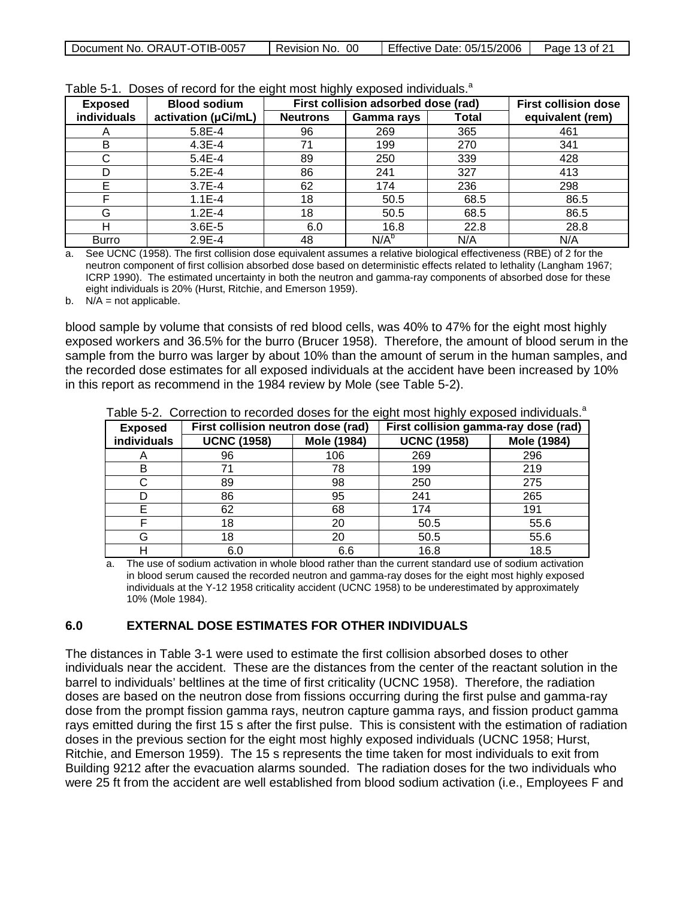Table 5-1. Doses of record for the eight most highly exposed individuals.[a]

| Exposed individuals | Blood sodium activation (μCi/mL) | First collision adsorbed dose (rad) | | | First collision dose equivalent (rem) |
|---|---|---|---|---|---|
| | | Neutrons | Gamma rays | Total | |
| A | 5.8E-4 | 96 | 269 | 365 | 461 |
| B | 4.3E-4 | 71 | 199 | 270 | 341 |
| C | 5.4E-4 | 89 | 250 | 339 | 428 |
| D | 5.2E-4 | 86 | 241 | 327 | 413 |
| E | 3.7E-4 | 62 | 174 | 236 | 298 |
| F | 1.1E-4 | 18 | 50.5 | 68.5 | 86.5 |
| G | 1.2E-4 | 18 | 50.5 | 68.5 | 86.5 |
| H | 3.6E-5 | 6.0 | 16.8 | 22.8 | 28.8 |
| Burro | 2.9E-4 | 48 | N/A[b] | N/A | N/A |

a. See UCNC (1958). The first collision dose equivalent assumes a relative biological effectiveness (RBE) of 2 for the neutron component of first collision absorbed dose based on deterministic effects related to lethality (Langham 1967; ICRP 1990). The estimated uncertainty in both the neutron and gamma-ray components of absorbed dose for these eight individuals is 20% (Hurst, Ritchie, and Emerson 1959).

b. N/A = not applicable.

blood sample by volume that consists of red blood cells, was 40% to 47% for the eight most highly exposed workers and 36.5% for the burro (Brucer 1958). Therefore, the amount of blood serum in the sample from the burro was larger by about 10% than the amount of serum in the human samples, and the recorded dose estimates for all exposed individuals at the accident have been increased by 10% in this report as recommend in the 1984 review by Mole (see Table 5-2).

Table 5-2. Correction to recorded doses for the eight most highly exposed individuals.[a]

| Exposed individuals | First collision neutron dose (rad) | | First collision gamma-ray dose (rad) | |
|---|---|---|---|---|
| | UCNC (1958) | Mole (1984) | UCNC (1958) | Mole (1984) |
| A | 96 | 106 | 269 | 296 |
| B | 71 | 78 | 199 | 219 |
| C | 89 | 98 | 250 | 275 |
| D | 86 | 95 | 241 | 265 |
| E | 62 | 68 | 174 | 191 |
| F | 18 | 20 | 50.5 | 55.6 |
| G | 18 | 20 | 50.5 | 55.6 |
| H | 6.0 | 6.6 | 16.8 | 18.5 |

a. The use of sodium activation in whole blood rather than the current standard use of sodium activation in blood serum caused the recorded neutron and gamma-ray doses for the eight most highly exposed individuals at the Y-12 1958 criticality accident (UCNC 1958) to be underestimated by approximately 10% (Mole 1984).

## 6.0 EXTERNAL DOSE ESTIMATES FOR OTHER INDIVIDUALS

The distances in Table 3-1 were used to estimate the first collision absorbed doses to other individuals near the accident. These are the distances from the center of the reactant solution in the barrel to individuals' beltlines at the time of first criticality (UCNC 1958). Therefore, the radiation doses are based on the neutron dose from fissions occurring during the first pulse and gamma-ray dose from the prompt fission gamma rays, neutron capture gamma rays, and fission product gamma rays emitted during the first 15 s after the first pulse. This is consistent with the estimation of radiation doses in the previous section for the eight most highly exposed individuals (UCNC 1958; Hurst, Ritchie, and Emerson 1959). The 15 s represents the time taken for most individuals to exit from Building 9212 after the evacuation alarms sounded. The radiation doses for the two individuals who were 25 ft from the accident are well established from blood sodium activation (i.e., Employees F and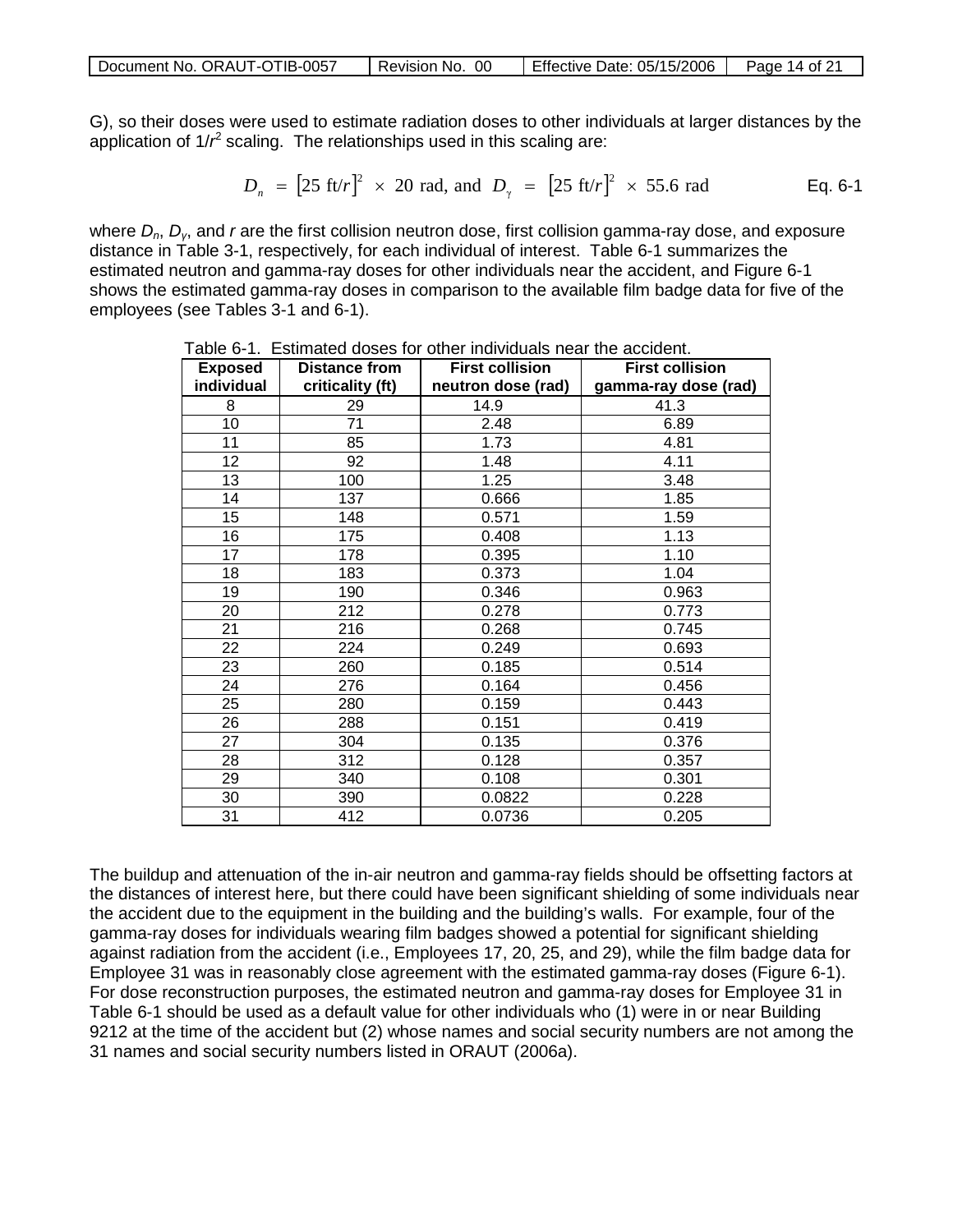G), so their doses were used to estimate radiation doses to other individuals at larger distances by the application of $1/r^2$ scaling. The relationships used in this scaling are:

$$D_n = [25 \text{ ft}/r]^2 \times 20 \text{ rad, and } D_\gamma = [25 \text{ ft}/r]^2 \times 55.6 \text{ rad} \qquad \text{Eq. 6-1}$$

where $D_n$, $D_\gamma$, and $r$ are the first collision neutron dose, first collision gamma-ray dose, and exposure distance in Table 3-1, respectively, for each individual of interest. Table 6-1 summarizes the estimated neutron and gamma-ray doses for other individuals near the accident, and Figure 6-1 shows the estimated gamma-ray doses in comparison to the available film badge data for five of the employees (see Tables 3-1 and 6-1).

Table 6-1. Estimated doses for other individuals near the accident.

| Exposed individual | Distance from criticality (ft) | First collision neutron dose (rad) | First collision gamma-ray dose (rad) |
|---|---|---|---|
| 8 | 29 | 14.9 | 41.3 |
| 10 | 71 | 2.48 | 6.89 |
| 11 | 85 | 1.73 | 4.81 |
| 12 | 92 | 1.48 | 4.11 |
| 13 | 100 | 1.25 | 3.48 |
| 14 | 137 | 0.666 | 1.85 |
| 15 | 148 | 0.571 | 1.59 |
| 16 | 175 | 0.408 | 1.13 |
| 17 | 178 | 0.395 | 1.10 |
| 18 | 183 | 0.373 | 1.04 |
| 19 | 190 | 0.346 | 0.963 |
| 20 | 212 | 0.278 | 0.773 |
| 21 | 216 | 0.268 | 0.745 |
| 22 | 224 | 0.249 | 0.693 |
| 23 | 260 | 0.185 | 0.514 |
| 24 | 276 | 0.164 | 0.456 |
| 25 | 280 | 0.159 | 0.443 |
| 26 | 288 | 0.151 | 0.419 |
| 27 | 304 | 0.135 | 0.376 |
| 28 | 312 | 0.128 | 0.357 |
| 29 | 340 | 0.108 | 0.301 |
| 30 | 390 | 0.0822 | 0.228 |
| 31 | 412 | 0.0736 | 0.205 |

The buildup and attenuation of the in-air neutron and gamma-ray fields should be offsetting factors at the distances of interest here, but there could have been significant shielding of some individuals near the accident due to the equipment in the building and the building's walls. For example, four of the gamma-ray doses for individuals wearing film badges showed a potential for significant shielding against radiation from the accident (i.e., Employees 17, 20, 25, and 29), while the film badge data for Employee 31 was in reasonably close agreement with the estimated gamma-ray doses (Figure 6-1). For dose reconstruction purposes, the estimated neutron and gamma-ray doses for Employee 31 in Table 6-1 should be used as a default value for other individuals who (1) were in or near Building 9212 at the time of the accident but (2) whose names and social security numbers are not among the 31 names and social security numbers listed in ORAUT (2006a).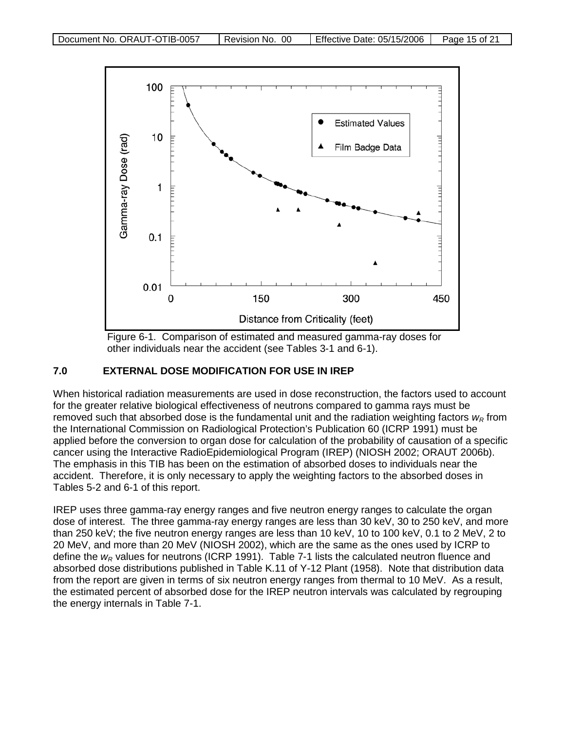Figure 6-1. Comparison of estimated and measured gamma-ray doses for other individuals near the accident (see Tables 3-1 and 6-1).

## 7.0 EXTERNAL DOSE MODIFICATION FOR USE IN IREP

When historical radiation measurements are used in dose reconstruction, the factors used to account for the greater relative biological effectiveness of neutrons compared to gamma rays must be removed such that absorbed dose is the fundamental unit and the radiation weighting factors $w_R$ from the International Commission on Radiological Protection's Publication 60 (ICRP 1991) must be applied before the conversion to organ dose for calculation of the probability of causation of a specific cancer using the Interactive RadioEpidemiological Program (IREP) (NIOSH 2002; ORAUT 2006b). The emphasis in this TIB has been on the estimation of absorbed doses to individuals near the accident. Therefore, it is only necessary to apply the weighting factors to the absorbed doses in Tables 5-2 and 6-1 of this report.

IREP uses three gamma-ray energy ranges and five neutron energy ranges to calculate the organ dose of interest. The three gamma-ray energy ranges are less than 30 keV, 30 to 250 keV, and more than 250 keV; the five neutron energy ranges are less than 10 keV, 10 to 100 keV, 0.1 to 2 MeV, 2 to 20 MeV, and more than 20 MeV (NIOSH 2002), which are the same as the ones used by ICRP to define the $w_R$ values for neutrons (ICRP 1991). Table 7-1 lists the calculated neutron fluence and absorbed dose distributions published in Table K.11 of Y-12 Plant (1958). Note that distribution data from the report are given in terms of six neutron energy ranges from thermal to 10 MeV. As a result, the estimated percent of absorbed dose for the IREP neutron intervals was calculated by regrouping the energy internals in Table 7-1.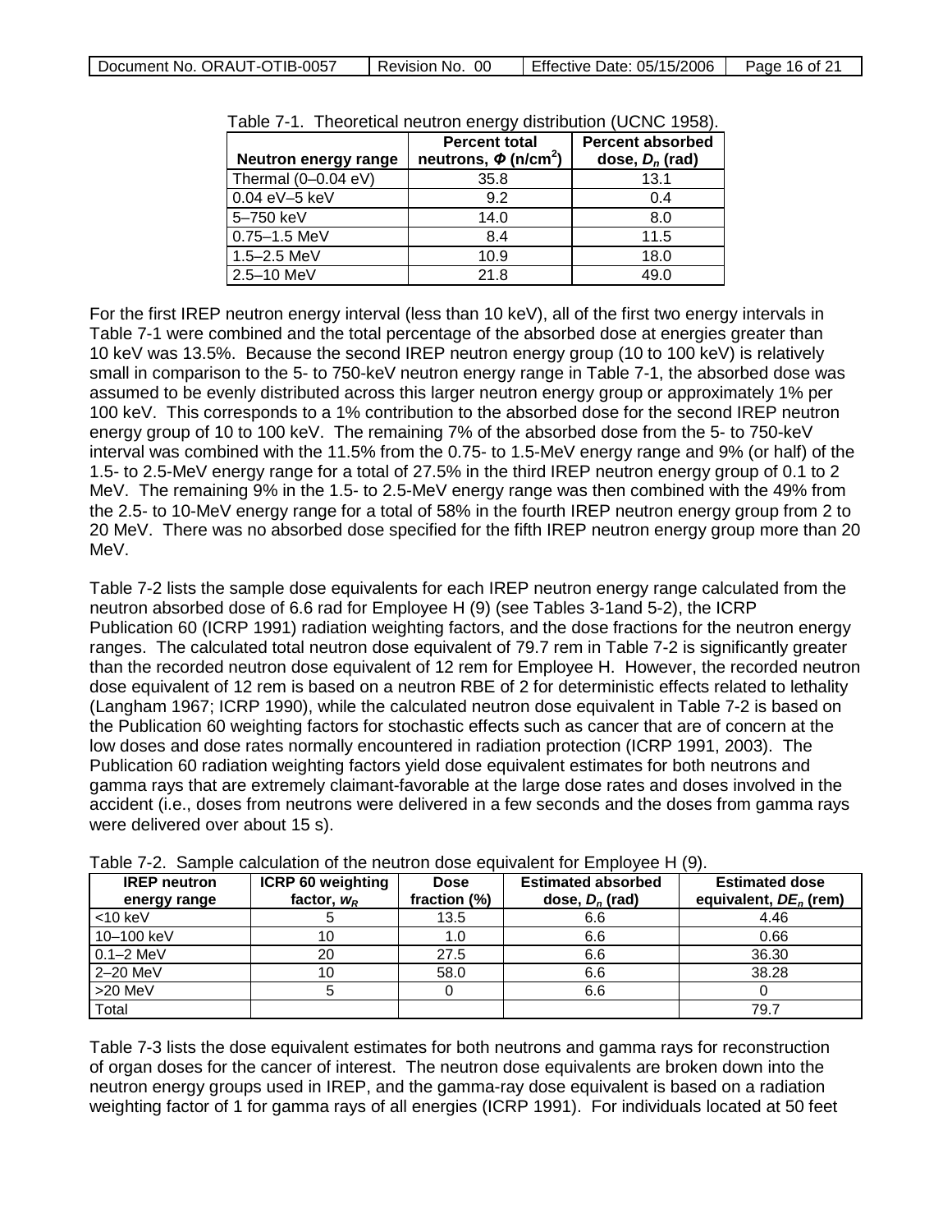Table 7-1. Theoretical neutron energy distribution (UCNC 1958).

| Neutron energy range | Percent total neutrons, $\Phi$ (n/cm$^2$) | Percent absorbed dose, $D_n$ (rad) |
|---|---|---|
| Thermal (0–0.04 eV) | 35.8 | 13.1 |
| 0.04 eV–5 keV | 9.2 | 0.4 |
| 5–750 keV | 14.0 | 8.0 |
| 0.75–1.5 MeV | 8.4 | 11.5 |
| 1.5–2.5 MeV | 10.9 | 18.0 |
| 2.5–10 MeV | 21.8 | 49.0 |

For the first IREP neutron energy interval (less than 10 keV), all of the first two energy intervals in Table 7-1 were combined and the total percentage of the absorbed dose at energies greater than 10 keV was 13.5%. Because the second IREP neutron energy group (10 to 100 keV) is relatively small in comparison to the 5- to 750-keV neutron energy range in Table 7-1, the absorbed dose was assumed to be evenly distributed across this larger neutron energy group or approximately 1% per 100 keV. This corresponds to a 1% contribution to the absorbed dose for the second IREP neutron energy group of 10 to 100 keV. The remaining 7% of the absorbed dose from the 5- to 750-keV interval was combined with the 11.5% from the 0.75- to 1.5-MeV energy range and 9% (or half) of the 1.5- to 2.5-MeV energy range for a total of 27.5% in the third IREP neutron energy group of 0.1 to 2 MeV. The remaining 9% in the 1.5- to 2.5-MeV energy range was then combined with the 49% from the 2.5- to 10-MeV energy range for a total of 58% in the fourth IREP neutron energy group from 2 to 20 MeV. There was no absorbed dose specified for the fifth IREP neutron energy group more than 20 MeV.

Table 7-2 lists the sample dose equivalents for each IREP neutron energy range calculated from the neutron absorbed dose of 6.6 rad for Employee H (9) (see Tables 3-1and 5-2), the ICRP Publication 60 (ICRP 1991) radiation weighting factors, and the dose fractions for the neutron energy ranges. The calculated total neutron dose equivalent of 79.7 rem in Table 7-2 is significantly greater than the recorded neutron dose equivalent of 12 rem for Employee H. However, the recorded neutron dose equivalent of 12 rem is based on a neutron RBE of 2 for deterministic effects related to lethality (Langham 1967; ICRP 1990), while the calculated neutron dose equivalent in Table 7-2 is based on the Publication 60 weighting factors for stochastic effects such as cancer that are of concern at the low doses and dose rates normally encountered in radiation protection (ICRP 1991, 2003). The Publication 60 radiation weighting factors yield dose equivalent estimates for both neutrons and gamma rays that are extremely claimant-favorable at the large dose rates and doses involved in the accident (i.e., doses from neutrons were delivered in a few seconds and the doses from gamma rays were delivered over about 15 s).

Table 7-2. Sample calculation of the neutron dose equivalent for Employee H (9).

| IREP neutron energy range | ICRP 60 weighting factor, $w_R$ | Dose fraction (%) | Estimated absorbed dose, $D_n$ (rad) | Estimated dose equivalent, $DE_n$ (rem) |
|---|---|---|---|---|
| <10 keV | 5 | 13.5 | 6.6 | 4.46 |
| 10–100 keV | 10 | 1.0 | 6.6 | 0.66 |
| 0.1–2 MeV | 20 | 27.5 | 6.6 | 36.30 |
| 2–20 MeV | 10 | 58.0 | 6.6 | 38.28 |
| >20 MeV | 5 | 0 | 6.6 | 0 |
| Total | | | | 79.7 |

Table 7-3 lists the dose equivalent estimates for both neutrons and gamma rays for reconstruction of organ doses for the cancer of interest. The neutron dose equivalents are broken down into the neutron energy groups used in IREP, and the gamma-ray dose equivalent is based on a radiation weighting factor of 1 for gamma rays of all energies (ICRP 1991). For individuals located at 50 feet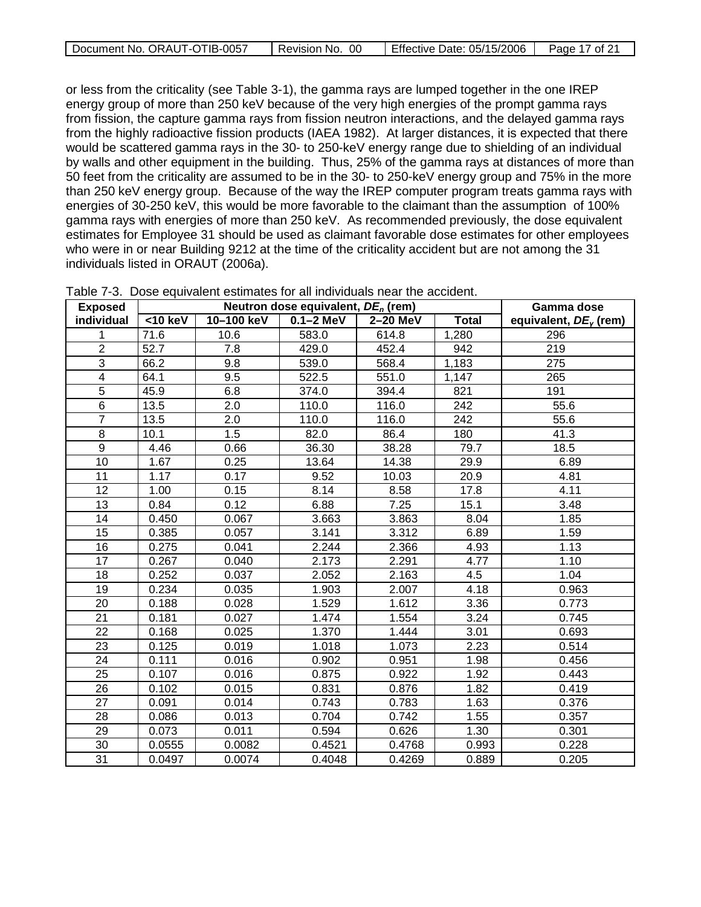or less from the criticality (see Table 3-1), the gamma rays are lumped together in the one IREP energy group of more than 250 keV because of the very high energies of the prompt gamma rays from fission, the capture gamma rays from fission neutron interactions, and the delayed gamma rays from the highly radioactive fission products (IAEA 1982). At larger distances, it is expected that there would be scattered gamma rays in the 30- to 250-keV energy range due to shielding of an individual by walls and other equipment in the building. Thus, 25% of the gamma rays at distances of more than 50 feet from the criticality are assumed to be in the 30- to 250-keV energy group and 75% in the more than 250 keV energy group. Because of the way the IREP computer program treats gamma rays with energies of 30-250 keV, this would be more favorable to the claimant than the assumption of 100% gamma rays with energies of more than 250 keV. As recommended previously, the dose equivalent estimates for Employee 31 should be used as claimant favorable dose estimates for other employees who were in or near Building 9212 at the time of the criticality accident but are not among the 31 individuals listed in ORAUT (2006a).

Table 7-3. Dose equivalent estimates for all individuals near the accident.

| Exposed individual | Neutron dose equivalent, $DE_n$ (rem) | | | | | Gamma dose equivalent, $DE_\gamma$ (rem) |
|---|---|---|---|---|---|---|
| | <10 keV | 10–100 keV | 0.1–2 MeV | 2–20 MeV | Total | |
| 1 | 71.6 | 10.6 | 583.0 | 614.8 | 1,280 | 296 |
| 2 | 52.7 | 7.8 | 429.0 | 452.4 | 942 | 219 |
| 3 | 66.2 | 9.8 | 539.0 | 568.4 | 1,183 | 275 |
| 4 | 64.1 | 9.5 | 522.5 | 551.0 | 1,147 | 265 |
| 5 | 45.9 | 6.8 | 374.0 | 394.4 | 821 | 191 |
| 6 | 13.5 | 2.0 | 110.0 | 116.0 | 242 | 55.6 |
| 7 | 13.5 | 2.0 | 110.0 | 116.0 | 242 | 55.6 |
| 8 | 10.1 | 1.5 | 82.0 | 86.4 | 180 | 41.3 |
| 9 | 4.46 | 0.66 | 36.30 | 38.28 | 79.7 | 18.5 |
| 10 | 1.67 | 0.25 | 13.64 | 14.38 | 29.9 | 6.89 |
| 11 | 1.17 | 0.17 | 9.52 | 10.03 | 20.9 | 4.81 |
| 12 | 1.00 | 0.15 | 8.14 | 8.58 | 17.8 | 4.11 |
| 13 | 0.84 | 0.12 | 6.88 | 7.25 | 15.1 | 3.48 |
| 14 | 0.450 | 0.067 | 3.663 | 3.863 | 8.04 | 1.85 |
| 15 | 0.385 | 0.057 | 3.141 | 3.312 | 6.89 | 1.59 |
| 16 | 0.275 | 0.041 | 2.244 | 2.366 | 4.93 | 1.13 |
| 17 | 0.267 | 0.040 | 2.173 | 2.291 | 4.77 | 1.10 |
| 18 | 0.252 | 0.037 | 2.052 | 2.163 | 4.5 | 1.04 |
| 19 | 0.234 | 0.035 | 1.903 | 2.007 | 4.18 | 0.963 |
| 20 | 0.188 | 0.028 | 1.529 | 1.612 | 3.36 | 0.773 |
| 21 | 0.181 | 0.027 | 1.474 | 1.554 | 3.24 | 0.745 |
| 22 | 0.168 | 0.025 | 1.370 | 1.444 | 3.01 | 0.693 |
| 23 | 0.125 | 0.019 | 1.018 | 1.073 | 2.23 | 0.514 |
| 24 | 0.111 | 0.016 | 0.902 | 0.951 | 1.98 | 0.456 |
| 25 | 0.107 | 0.016 | 0.875 | 0.922 | 1.92 | 0.443 |
| 26 | 0.102 | 0.015 | 0.831 | 0.876 | 1.82 | 0.419 |
| 27 | 0.091 | 0.014 | 0.743 | 0.783 | 1.63 | 0.376 |
| 28 | 0.086 | 0.013 | 0.704 | 0.742 | 1.55 | 0.357 |
| 29 | 0.073 | 0.011 | 0.594 | 0.626 | 1.30 | 0.301 |
| 30 | 0.0555 | 0.0082 | 0.4521 | 0.4768 | 0.993 | 0.228 |
| 31 | 0.0497 | 0.0074 | 0.4048 | 0.4269 | 0.889 | 0.205 |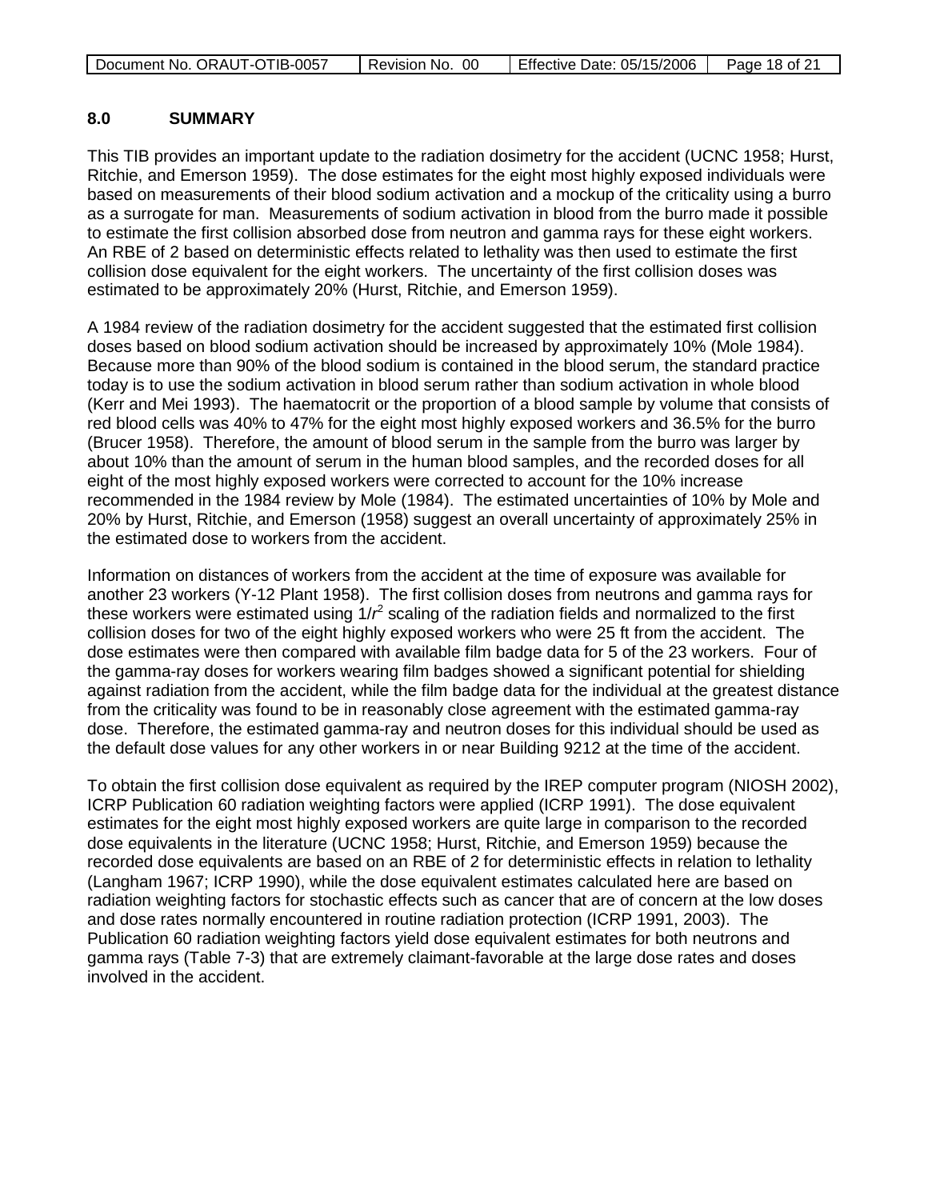## 8.0 SUMMARY

This TIB provides an important update to the radiation dosimetry for the accident (UCNC 1958; Hurst, Ritchie, and Emerson 1959). The dose estimates for the eight most highly exposed individuals were based on measurements of their blood sodium activation and a mockup of the criticality using a burro as a surrogate for man. Measurements of sodium activation in blood from the burro made it possible to estimate the first collision absorbed dose from neutron and gamma rays for these eight workers. An RBE of 2 based on deterministic effects related to lethality was then used to estimate the first collision dose equivalent for the eight workers. The uncertainty of the first collision doses was estimated to be approximately 20% (Hurst, Ritchie, and Emerson 1959).

A 1984 review of the radiation dosimetry for the accident suggested that the estimated first collision doses based on blood sodium activation should be increased by approximately 10% (Mole 1984). Because more than 90% of the blood sodium is contained in the blood serum, the standard practice today is to use the sodium activation in blood serum rather than sodium activation in whole blood (Kerr and Mei 1993). The haematocrit or the proportion of a blood sample by volume that consists of red blood cells was 40% to 47% for the eight most highly exposed workers and 36.5% for the burro (Brucer 1958). Therefore, the amount of blood serum in the sample from the burro was larger by about 10% than the amount of serum in the human blood samples, and the recorded doses for all eight of the most highly exposed workers were corrected to account for the 10% increase recommended in the 1984 review by Mole (1984). The estimated uncertainties of 10% by Mole and 20% by Hurst, Ritchie, and Emerson (1958) suggest an overall uncertainty of approximately 25% in the estimated dose to workers from the accident.

Information on distances of workers from the accident at the time of exposure was available for another 23 workers (Y-12 Plant 1958). The first collision doses from neutrons and gamma rays for these workers were estimated using $1/r^2$ scaling of the radiation fields and normalized to the first collision doses for two of the eight highly exposed workers who were 25 ft from the accident. The dose estimates were then compared with available film badge data for 5 of the 23 workers. Four of the gamma-ray doses for workers wearing film badges showed a significant potential for shielding against radiation from the accident, while the film badge data for the individual at the greatest distance from the criticality was found to be in reasonably close agreement with the estimated gamma-ray dose. Therefore, the estimated gamma-ray and neutron doses for this individual should be used as the default dose values for any other workers in or near Building 9212 at the time of the accident.

To obtain the first collision dose equivalent as required by the IREP computer program (NIOSH 2002), ICRP Publication 60 radiation weighting factors were applied (ICRP 1991). The dose equivalent estimates for the eight most highly exposed workers are quite large in comparison to the recorded dose equivalents in the literature (UCNC 1958; Hurst, Ritchie, and Emerson 1959) because the recorded dose equivalents are based on an RBE of 2 for deterministic effects in relation to lethality (Langham 1967; ICRP 1990), while the dose equivalent estimates calculated here are based on radiation weighting factors for stochastic effects such as cancer that are of concern at the low doses and dose rates normally encountered in routine radiation protection (ICRP 1991, 2003). The Publication 60 radiation weighting factors yield dose equivalent estimates for both neutrons and gamma rays (Table 7-3) that are extremely claimant-favorable at the large dose rates and doses involved in the accident.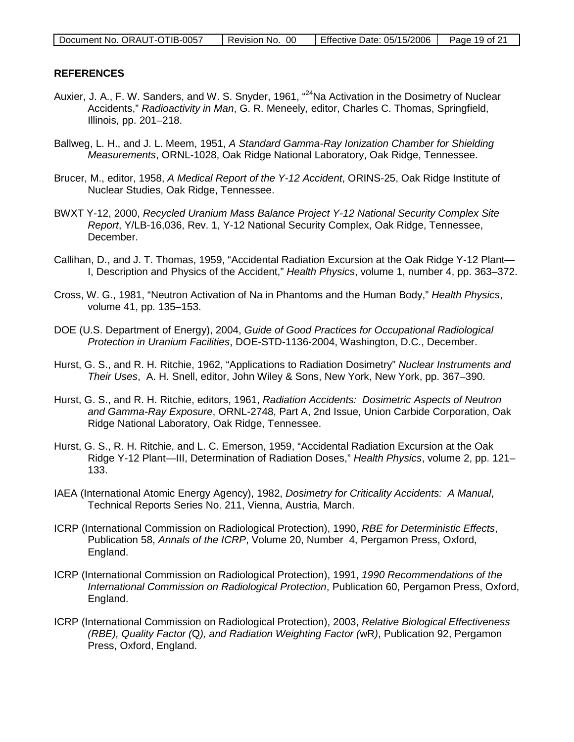## REFERENCES

Auxier, J. A., F. W. Sanders, and W. S. Snyder, 1961, "$^{24}$Na Activation in the Dosimetry of Nuclear Accidents," *Radioactivity in Man*, G. R. Meneely, editor, Charles C. Thomas, Springfield, Illinois, pp. 201–218.

Ballweg, L. H., and J. L. Meem, 1951, *A Standard Gamma-Ray Ionization Chamber for Shielding Measurements*, ORNL-1028, Oak Ridge National Laboratory, Oak Ridge, Tennessee.

Brucer, M., editor, 1958, *A Medical Report of the Y-12 Accident*, ORINS-25, Oak Ridge Institute of Nuclear Studies, Oak Ridge, Tennessee.

BWXT Y-12, 2000, *Recycled Uranium Mass Balance Project Y-12 National Security Complex Site Report*, Y/LB-16,036, Rev. 1, Y-12 National Security Complex, Oak Ridge, Tennessee, December.

Callihan, D., and J. T. Thomas, 1959, "Accidental Radiation Excursion at the Oak Ridge Y-12 Plant—I, Description and Physics of the Accident," *Health Physics*, volume 1, number 4, pp. 363–372.

Cross, W. G., 1981, "Neutron Activation of Na in Phantoms and the Human Body," *Health Physics*, volume 41, pp. 135–153.

DOE (U.S. Department of Energy), 2004, *Guide of Good Practices for Occupational Radiological Protection in Uranium Facilities*, DOE-STD-1136-2004, Washington, D.C., December.

Hurst, G. S., and R. H. Ritchie, 1962, "Applications to Radiation Dosimetry" *Nuclear Instruments and Their Uses*, A. H. Snell, editor, John Wiley & Sons, New York, New York, pp. 367–390.

Hurst, G. S., and R. H. Ritchie, editors, 1961, *Radiation Accidents: Dosimetric Aspects of Neutron and Gamma-Ray Exposure*, ORNL-2748, Part A, 2nd Issue, Union Carbide Corporation, Oak Ridge National Laboratory, Oak Ridge, Tennessee.

Hurst, G. S., R. H. Ritchie, and L. C. Emerson, 1959, "Accidental Radiation Excursion at the Oak Ridge Y-12 Plant—III, Determination of Radiation Doses," *Health Physics*, volume 2, pp. 121–133.

IAEA (International Atomic Energy Agency), 1982, *Dosimetry for Criticality Accidents: A Manual*, Technical Reports Series No. 211, Vienna, Austria, March.

ICRP (International Commission on Radiological Protection), 1990, *RBE for Deterministic Effects*, Publication 58, *Annals of the ICRP*, Volume 20, Number 4, Pergamon Press, Oxford, England.

ICRP (International Commission on Radiological Protection), 1991, *1990 Recommendations of the International Commission on Radiological Protection*, Publication 60, Pergamon Press, Oxford, England.

ICRP (International Commission on Radiological Protection), 2003, *Relative Biological Effectiveness (RBE), Quality Factor (*Q*), and Radiation Weighting Factor (*$w_R$*)*, Publication 92, Pergamon Press, Oxford, England.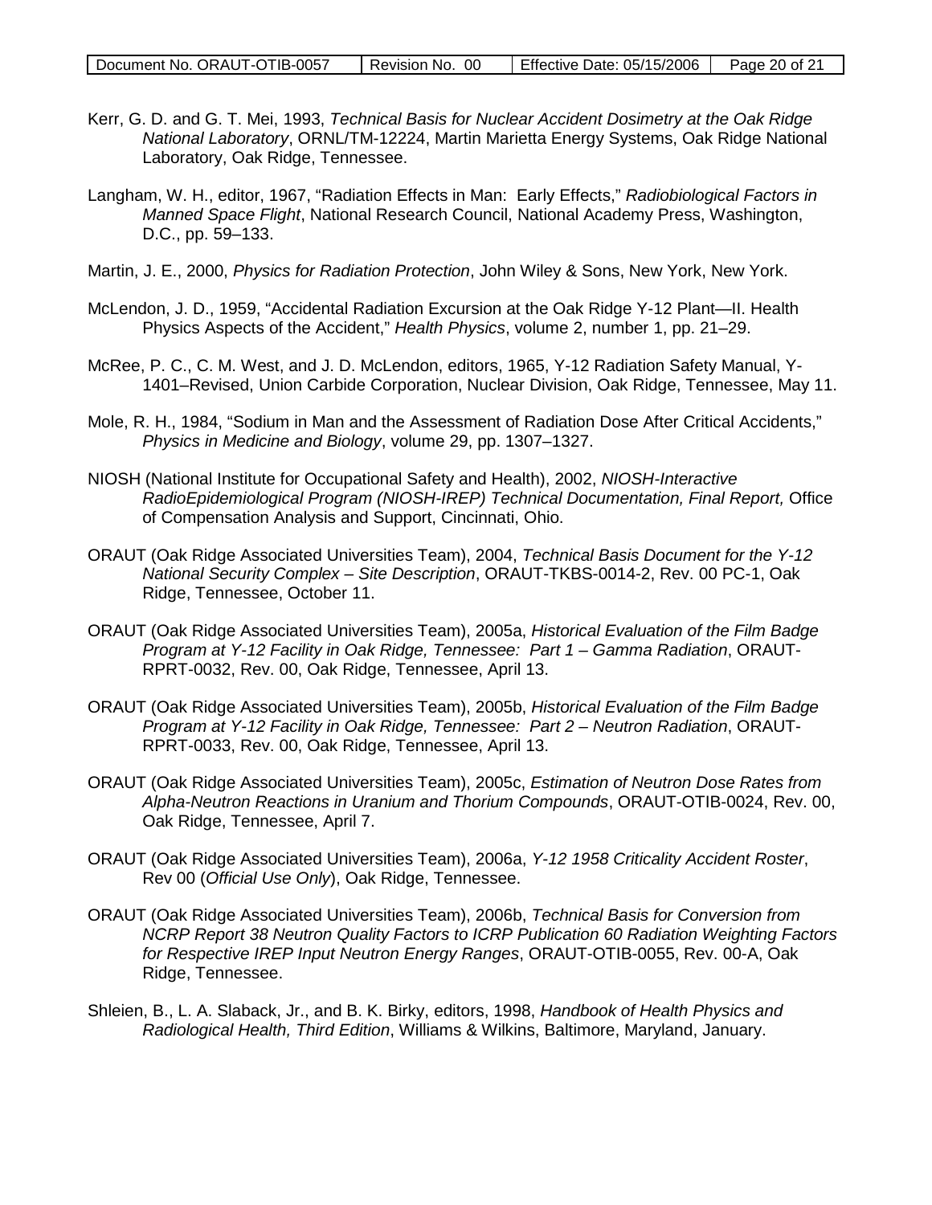Kerr, G. D. and G. T. Mei, 1993, *Technical Basis for Nuclear Accident Dosimetry at the Oak Ridge National Laboratory*, ORNL/TM-12224, Martin Marietta Energy Systems, Oak Ridge National Laboratory, Oak Ridge, Tennessee.

Langham, W. H., editor, 1967, "Radiation Effects in Man: Early Effects," *Radiobiological Factors in Manned Space Flight*, National Research Council, National Academy Press, Washington, D.C., pp. 59–133.

Martin, J. E., 2000, *Physics for Radiation Protection*, John Wiley & Sons, New York, New York.

McLendon, J. D., 1959, "Accidental Radiation Excursion at the Oak Ridge Y-12 Plant—II. Health Physics Aspects of the Accident," *Health Physics*, volume 2, number 1, pp. 21–29.

McRee, P. C., C. M. West, and J. D. McLendon, editors, 1965, Y-12 Radiation Safety Manual, Y-1401–Revised, Union Carbide Corporation, Nuclear Division, Oak Ridge, Tennessee, May 11.

Mole, R. H., 1984, "Sodium in Man and the Assessment of Radiation Dose After Critical Accidents," *Physics in Medicine and Biology*, volume 29, pp. 1307–1327.

NIOSH (National Institute for Occupational Safety and Health), 2002, *NIOSH-Interactive RadioEpidemiological Program (NIOSH-IREP) Technical Documentation, Final Report,* Office of Compensation Analysis and Support, Cincinnati, Ohio.

ORAUT (Oak Ridge Associated Universities Team), 2004, *Technical Basis Document for the Y-12 National Security Complex – Site Description*, ORAUT-TKBS-0014-2, Rev. 00 PC-1, Oak Ridge, Tennessee, October 11.

ORAUT (Oak Ridge Associated Universities Team), 2005a, *Historical Evaluation of the Film Badge Program at Y-12 Facility in Oak Ridge, Tennessee: Part 1 – Gamma Radiation*, ORAUT-RPRT-0032, Rev. 00, Oak Ridge, Tennessee, April 13.

ORAUT (Oak Ridge Associated Universities Team), 2005b, *Historical Evaluation of the Film Badge Program at Y-12 Facility in Oak Ridge, Tennessee: Part 2 – Neutron Radiation*, ORAUT-RPRT-0033, Rev. 00, Oak Ridge, Tennessee, April 13.

ORAUT (Oak Ridge Associated Universities Team), 2005c, *Estimation of Neutron Dose Rates from Alpha-Neutron Reactions in Uranium and Thorium Compounds*, ORAUT-OTIB-0024, Rev. 00, Oak Ridge, Tennessee, April 7.

ORAUT (Oak Ridge Associated Universities Team), 2006a, *Y-12 1958 Criticality Accident Roster*, Rev 00 (*Official Use Only*), Oak Ridge, Tennessee.

ORAUT (Oak Ridge Associated Universities Team), 2006b, *Technical Basis for Conversion from NCRP Report 38 Neutron Quality Factors to ICRP Publication 60 Radiation Weighting Factors for Respective IREP Input Neutron Energy Ranges*, ORAUT-OTIB-0055, Rev. 00-A, Oak Ridge, Tennessee.

Shleien, B., L. A. Slaback, Jr., and B. K. Birky, editors, 1998, *Handbook of Health Physics and Radiological Health, Third Edition*, Williams & Wilkins, Baltimore, Maryland, January.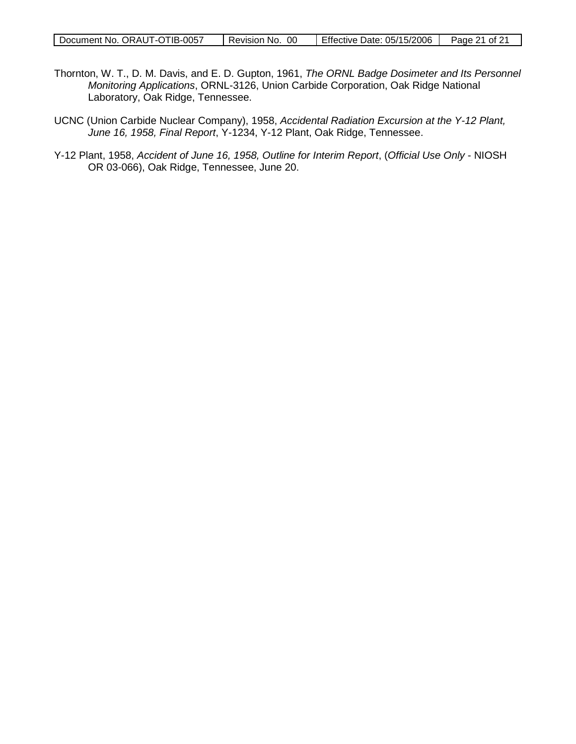Thornton, W. T., D. M. Davis, and E. D. Gupton, 1961, *The ORNL Badge Dosimeter and Its Personnel Monitoring Applications*, ORNL-3126, Union Carbide Corporation, Oak Ridge National Laboratory, Oak Ridge, Tennessee.

UCNC (Union Carbide Nuclear Company), 1958, *Accidental Radiation Excursion at the Y-12 Plant, June 16, 1958, Final Report*, Y-1234, Y-12 Plant, Oak Ridge, Tennessee.

Y-12 Plant, 1958, *Accident of June 16, 1958, Outline for Interim Report*, (*Official Use Only* - NIOSH OR 03-066), Oak Ridge, Tennessee, June 20.